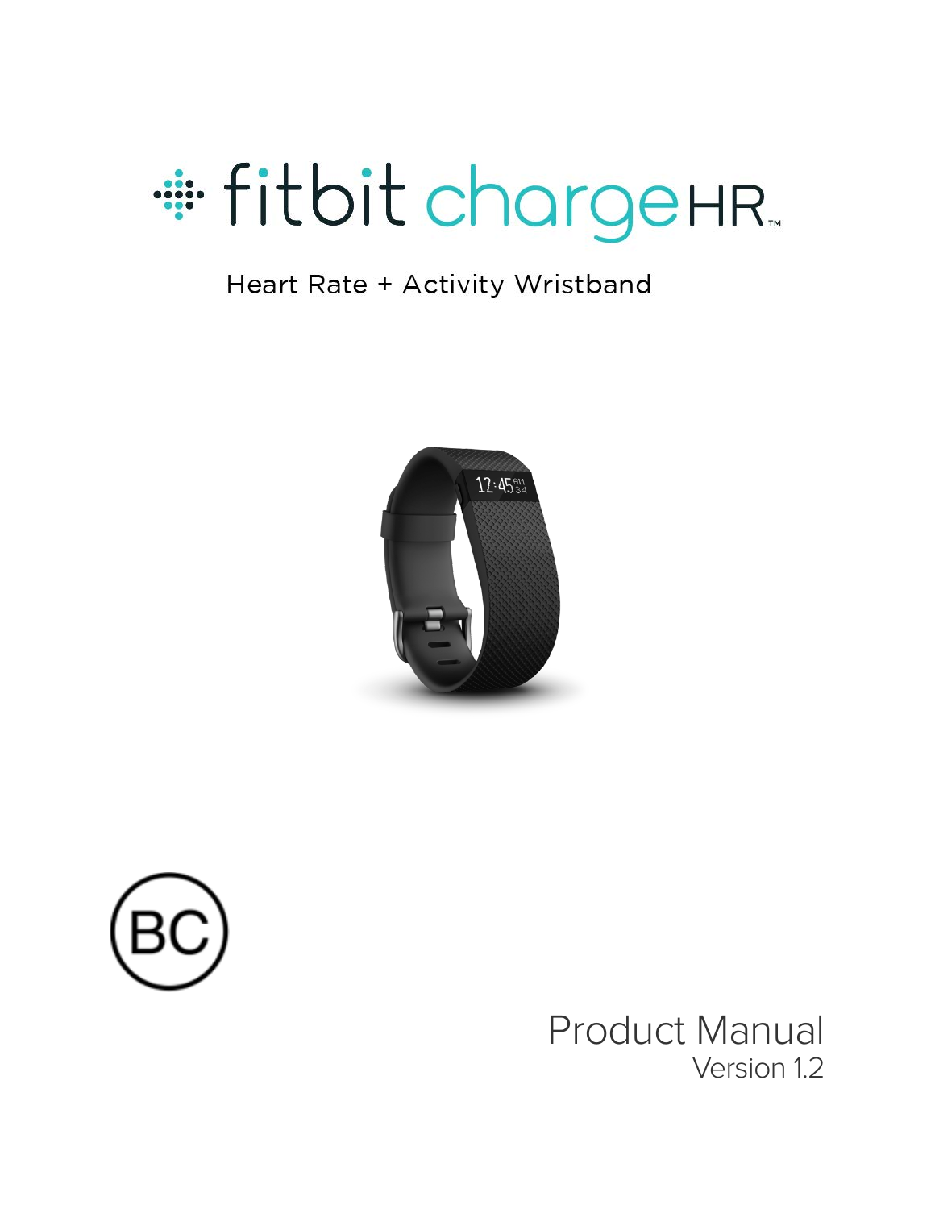# fitbit charge HR™

Heart Rate + Activity Wristband

BC

Product Manual

Version 1.2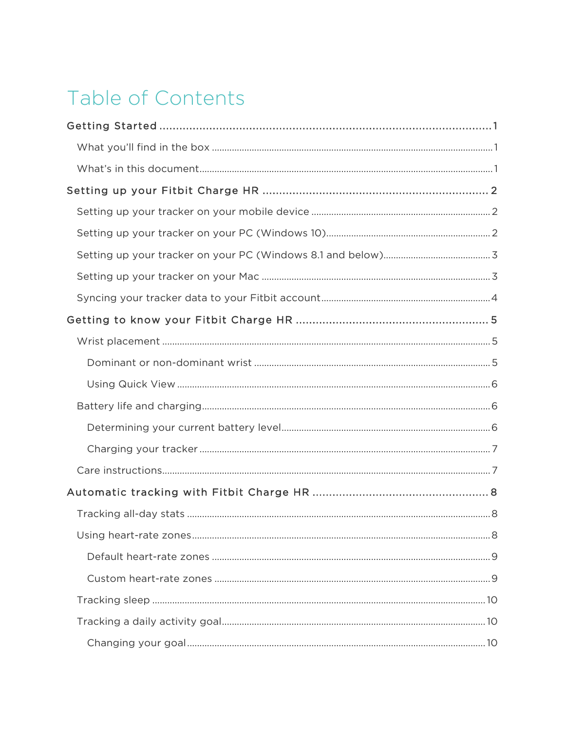# Table of Contents

- Getting Started ..... 1
  - What you'll find in the box ..... 1
  - What's in this document ..... 1
- Setting up your Fitbit Charge HR ..... 2
  - Setting up your tracker on your mobile device ..... 2
  - Setting up your tracker on your PC (Windows 10) ..... 2
  - Setting up your tracker on your PC (Windows 8.1 and below) ..... 3
  - Setting up your tracker on your Mac ..... 3
  - Syncing your tracker data to your Fitbit account ..... 4
- Getting to know your Fitbit Charge HR ..... 5
  - Wrist placement ..... 5
    - Dominant or non-dominant wrist ..... 5
    - Using Quick View ..... 6
  - Battery life and charging ..... 6
    - Determining your current battery level ..... 6
    - Charging your tracker ..... 7
  - Care instructions ..... 7
- Automatic tracking with Fitbit Charge HR ..... 8
  - Tracking all-day stats ..... 8
  - Using heart-rate zones ..... 8
    - Default heart-rate zones ..... 9
    - Custom heart-rate zones ..... 9
  - Tracking sleep ..... 10
  - Tracking a daily activity goal ..... 10
    - Changing your goal ..... 10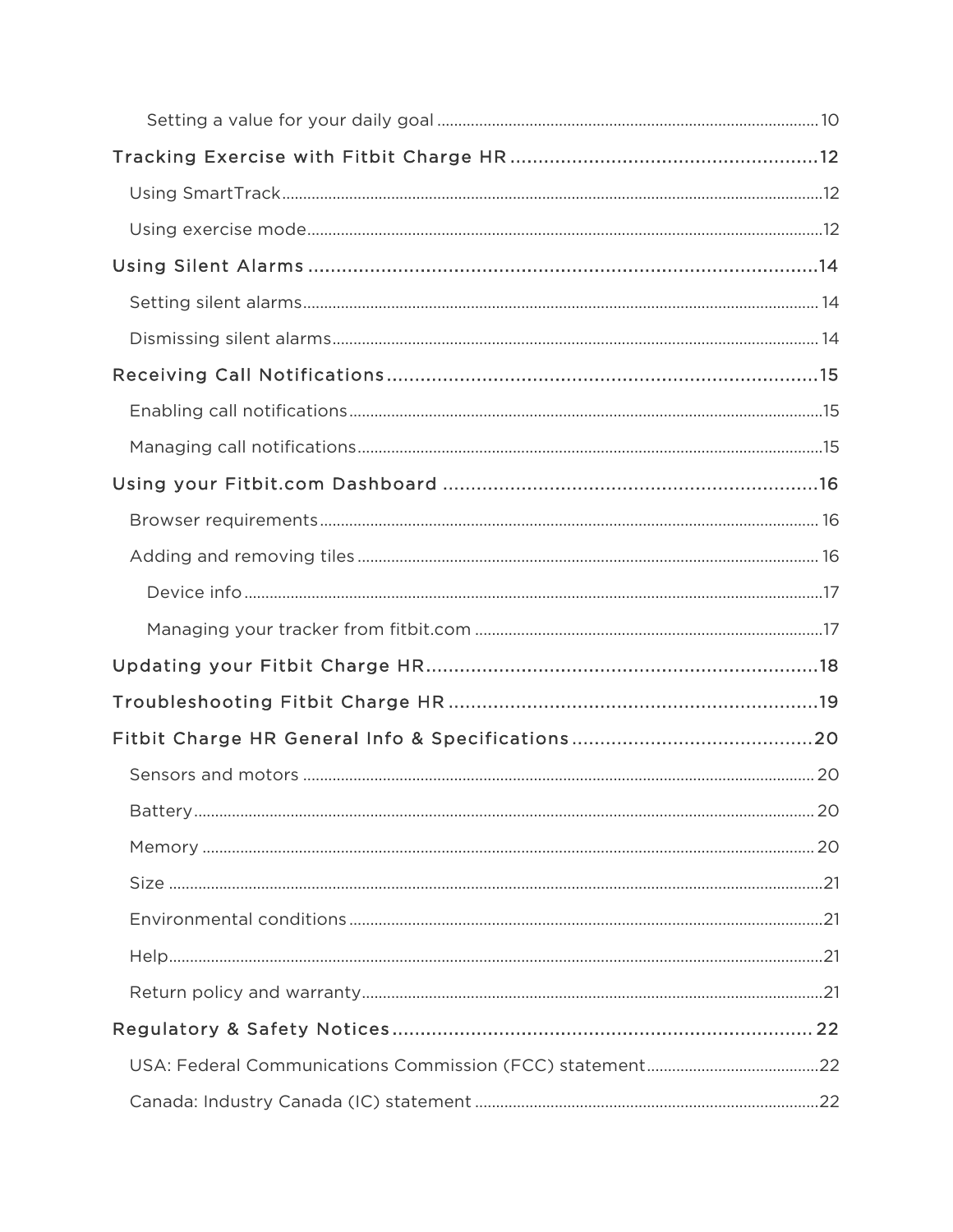Setting a value for your daily goal ........................................................................................ 10

Tracking Exercise with Fitbit Charge HR ...................................................... 12

Using SmartTrack ........................................................................................................ 12

Using exercise mode ................................................................................................... 12

Using Silent Alarms .......................................................................................... 14

Setting silent alarms .................................................................................................... 14

Dismissing silent alarms .............................................................................................. 14

Receiving Call Notifications ............................................................................. 15

Enabling call notifications ............................................................................................ 15

Managing call notifications .......................................................................................... 15

Using your Fitbit.com Dashboard ................................................................... 16

Browser requirements .................................................................................................. 16

Adding and removing tiles ........................................................................................... 16

Device info ................................................................................................................. 17

Managing your tracker from fitbit.com ................................................................... 17

Updating your Fitbit Charge HR ...................................................................... 18

Troubleshooting Fitbit Charge HR ................................................................... 19

Fitbit Charge HR General Info & Specifications ........................................... 20

Sensors and motors ..................................................................................................... 20

Battery .......................................................................................................................... 20

Memory ........................................................................................................................ 20

Size ............................................................................................................................... 21

Environmental conditions ............................................................................................ 21

Help .............................................................................................................................. 21

Return policy and warranty .......................................................................................... 21

Regulatory & Safety Notices ........................................................................... 22

USA: Federal Communications Commission (FCC) statement ................................ 22

Canada: Industry Canada (IC) statement .................................................................. 22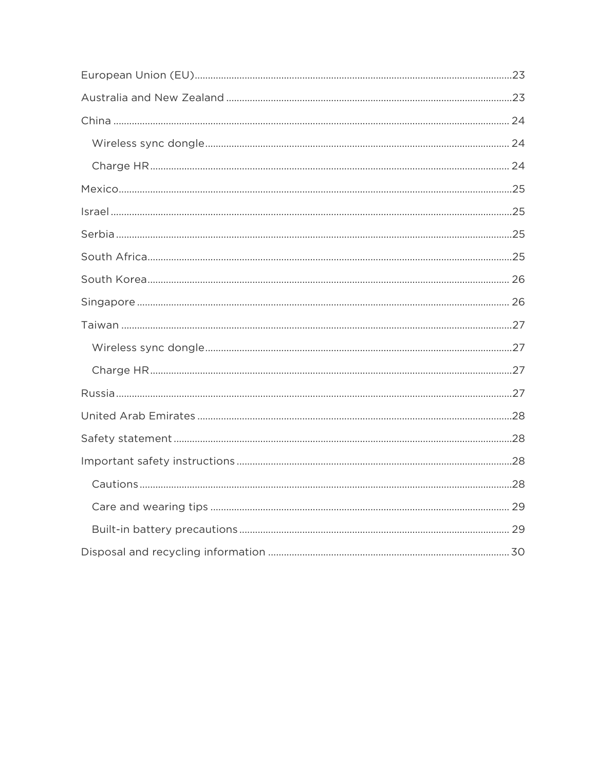European Union (EU)........................................................................................................................23

Australia and New Zealand ............................................................................................................23

China ..................................................................................................................................................... 24

  Wireless sync dongle.................................................................................................................. 24

  Charge HR...................................................................................................................................... 24

Mexico....................................................................................................................................................25

Israel.......................................................................................................................................................25

Serbia.....................................................................................................................................................25

South Africa.........................................................................................................................................25

South Korea........................................................................................................................................ 26

Singapore ............................................................................................................................................ 26

Taiwan ...................................................................................................................................................27

  Wireless sync dongle....................................................................................................................27

  Charge HR.......................................................................................................................................27

Russia.....................................................................................................................................................27

United Arab Emirates ......................................................................................................................28

Safety statement ...............................................................................................................................28

Important safety instructions .......................................................................................................28

  Cautions............................................................................................................................................28

  Care and wearing tips ................................................................................................................ 29

  Built-in battery precautions...................................................................................................... 29

Disposal and recycling information .......................................................................................... 30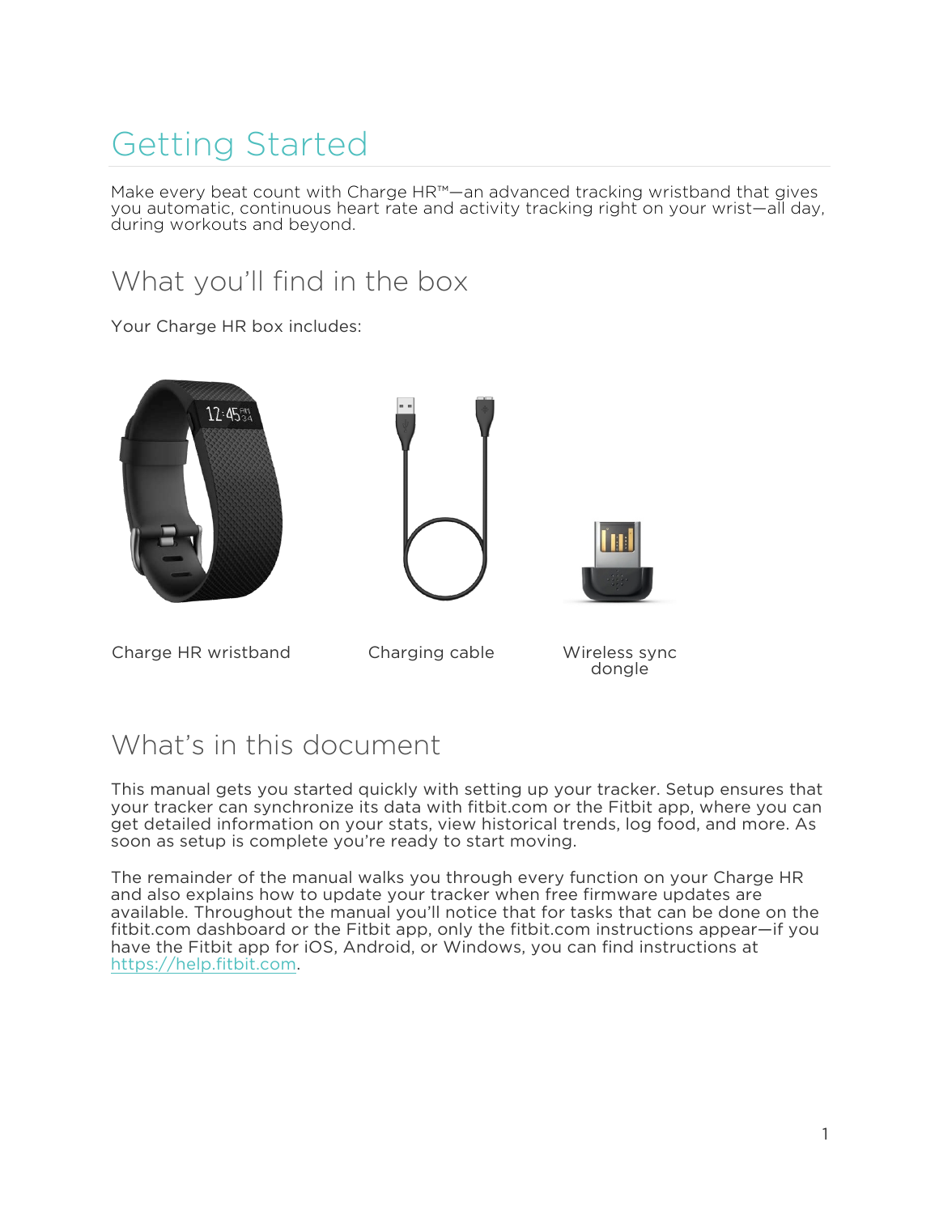# Getting Started

Make every beat count with Charge HR™—an advanced tracking wristband that gives you automatic, continuous heart rate and activity tracking right on your wrist—all day, during workouts and beyond.

## What you'll find in the box

Your Charge HR box includes:

Charge HR wristband

Charging cable

Wireless sync dongle

## What's in this document

This manual gets you started quickly with setting up your tracker. Setup ensures that your tracker can synchronize its data with fitbit.com or the Fitbit app, where you can get detailed information on your stats, view historical trends, log food, and more. As soon as setup is complete you're ready to start moving.

The remainder of the manual walks you through every function on your Charge HR and also explains how to update your tracker when free firmware updates are available. Throughout the manual you'll notice that for tasks that can be done on the fitbit.com dashboard or the Fitbit app, only the fitbit.com instructions appear—if you have the Fitbit app for iOS, Android, or Windows, you can find instructions at https://help.fitbit.com.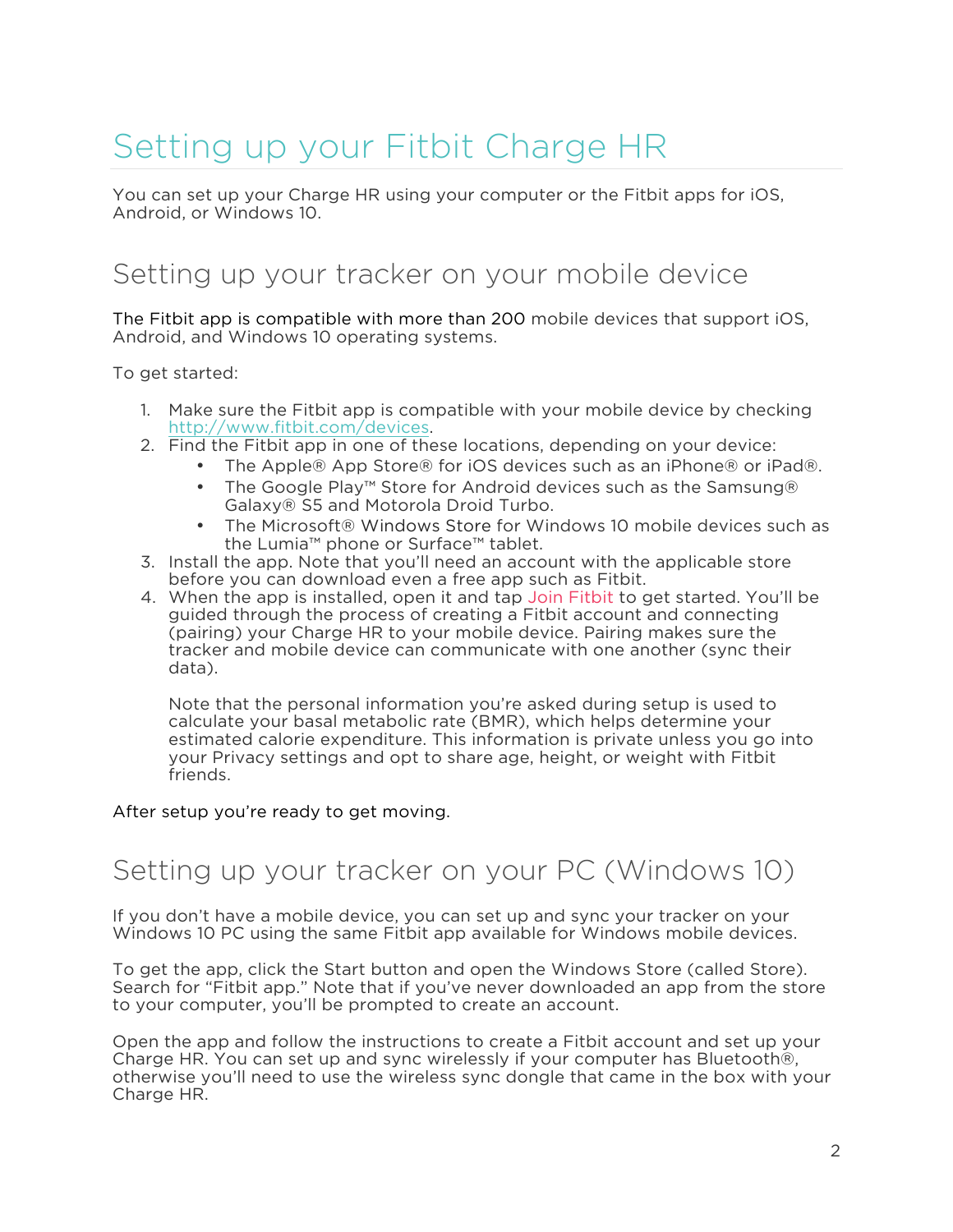# Setting up your Fitbit Charge HR

You can set up your Charge HR using your computer or the Fitbit apps for iOS, Android, or Windows 10.

## Setting up your tracker on your mobile device

The Fitbit app is compatible with more than 200 mobile devices that support iOS, Android, and Windows 10 operating systems.

To get started:

1. Make sure the Fitbit app is compatible with your mobile device by checking http://www.fitbit.com/devices.
2. Find the Fitbit app in one of these locations, depending on your device:
   - The Apple® App Store® for iOS devices such as an iPhone® or iPad®.
   - The Google Play™ Store for Android devices such as the Samsung® Galaxy® S5 and Motorola Droid Turbo.
   - The Microsoft® Windows Store for Windows 10 mobile devices such as the Lumia™ phone or Surface™ tablet.
3. Install the app. Note that you'll need an account with the applicable store before you can download even a free app such as Fitbit.
4. When the app is installed, open it and tap Join Fitbit to get started. You'll be guided through the process of creating a Fitbit account and connecting (pairing) your Charge HR to your mobile device. Pairing makes sure the tracker and mobile device can communicate with one another (sync their data).

   Note that the personal information you're asked during setup is used to calculate your basal metabolic rate (BMR), which helps determine your estimated calorie expenditure. This information is private unless you go into your Privacy settings and opt to share age, height, or weight with Fitbit friends.

After setup you're ready to get moving.

## Setting up your tracker on your PC (Windows 10)

If you don't have a mobile device, you can set up and sync your tracker on your Windows 10 PC using the same Fitbit app available for Windows mobile devices.

To get the app, click the Start button and open the Windows Store (called Store). Search for "Fitbit app." Note that if you've never downloaded an app from the store to your computer, you'll be prompted to create an account.

Open the app and follow the instructions to create a Fitbit account and set up your Charge HR. You can set up and sync wirelessly if your computer has Bluetooth®, otherwise you'll need to use the wireless sync dongle that came in the box with your Charge HR.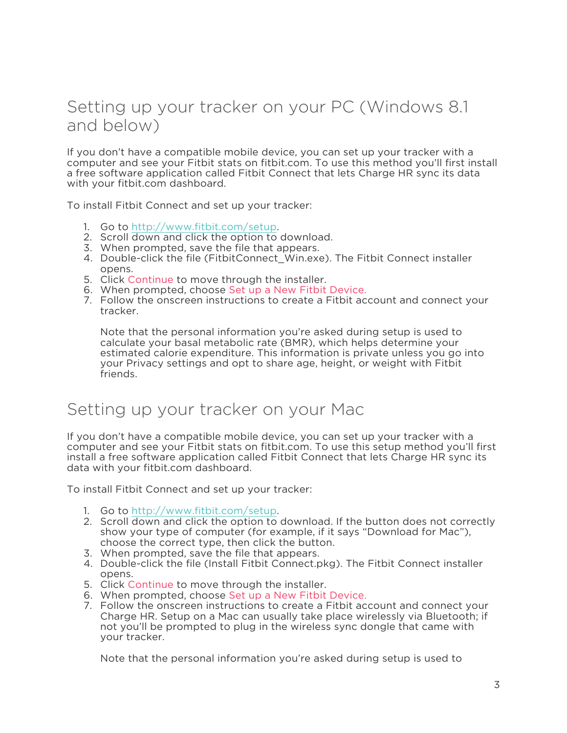## Setting up your tracker on your PC (Windows 8.1 and below)

If you don't have a compatible mobile device, you can set up your tracker with a computer and see your Fitbit stats on fitbit.com. To use this method you'll first install a free software application called Fitbit Connect that lets Charge HR sync its data with your fitbit.com dashboard.

To install Fitbit Connect and set up your tracker:

1. Go to http://www.fitbit.com/setup.
2. Scroll down and click the option to download.
3. When prompted, save the file that appears.
4. Double-click the file (FitbitConnect_Win.exe). The Fitbit Connect installer opens.
5. Click Continue to move through the installer.
6. When prompted, choose Set up a New Fitbit Device.
7. Follow the onscreen instructions to create a Fitbit account and connect your tracker.

   Note that the personal information you're asked during setup is used to calculate your basal metabolic rate (BMR), which helps determine your estimated calorie expenditure. This information is private unless you go into your Privacy settings and opt to share age, height, or weight with Fitbit friends.

## Setting up your tracker on your Mac

If you don't have a compatible mobile device, you can set up your tracker with a computer and see your Fitbit stats on fitbit.com. To use this setup method you'll first install a free software application called Fitbit Connect that lets Charge HR sync its data with your fitbit.com dashboard.

To install Fitbit Connect and set up your tracker:

1. Go to http://www.fitbit.com/setup.
2. Scroll down and click the option to download. If the button does not correctly show your type of computer (for example, if it says "Download for Mac"), choose the correct type, then click the button.
3. When prompted, save the file that appears.
4. Double-click the file (Install Fitbit Connect.pkg). The Fitbit Connect installer opens.
5. Click Continue to move through the installer.
6. When prompted, choose Set up a New Fitbit Device.
7. Follow the onscreen instructions to create a Fitbit account and connect your Charge HR. Setup on a Mac can usually take place wirelessly via Bluetooth; if not you'll be prompted to plug in the wireless sync dongle that came with your tracker.

   Note that the personal information you're asked during setup is used to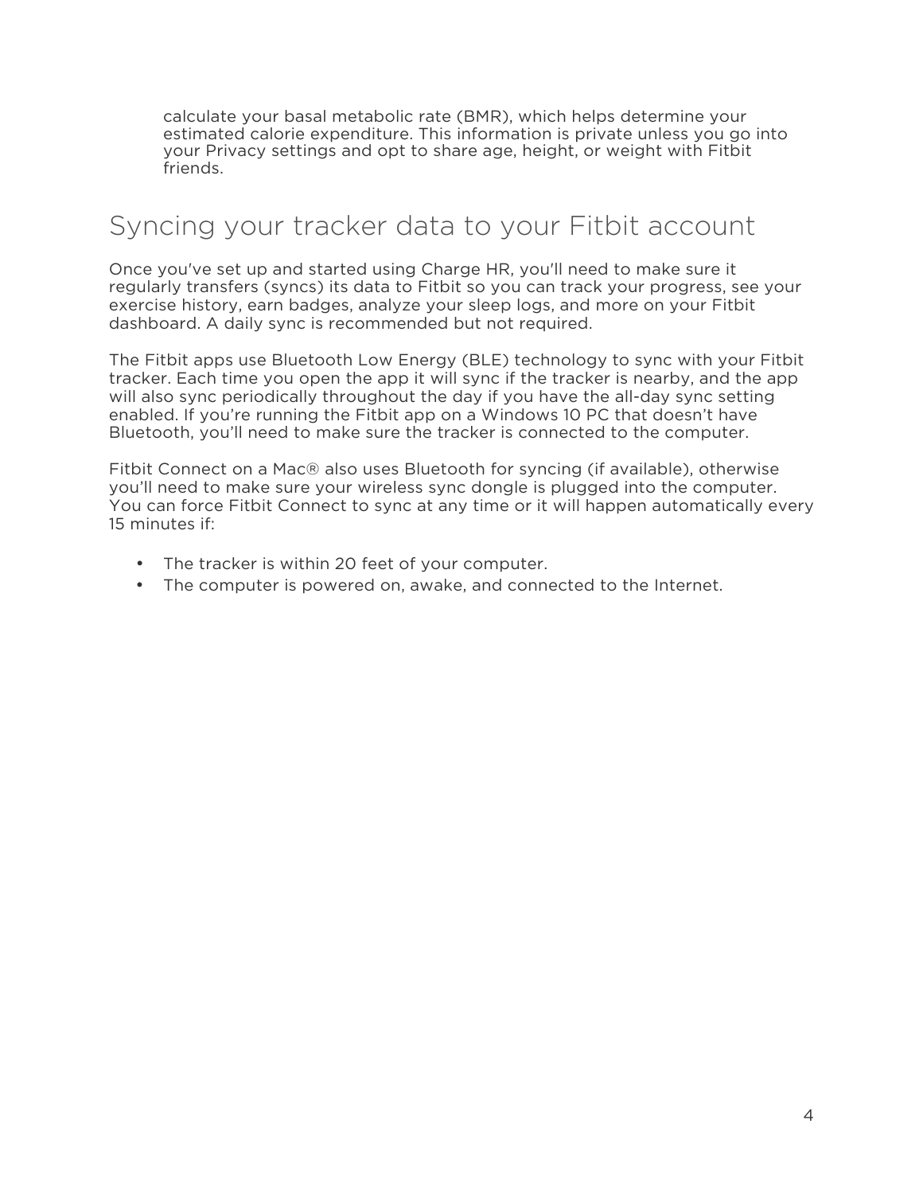calculate your basal metabolic rate (BMR), which helps determine your estimated calorie expenditure. This information is private unless you go into your Privacy settings and opt to share age, height, or weight with Fitbit friends.

## Syncing your tracker data to your Fitbit account

Once you've set up and started using Charge HR, you'll need to make sure it regularly transfers (syncs) its data to Fitbit so you can track your progress, see your exercise history, earn badges, analyze your sleep logs, and more on your Fitbit dashboard. A daily sync is recommended but not required.

The Fitbit apps use Bluetooth Low Energy (BLE) technology to sync with your Fitbit tracker. Each time you open the app it will sync if the tracker is nearby, and the app will also sync periodically throughout the day if you have the all-day sync setting enabled. If you're running the Fitbit app on a Windows 10 PC that doesn't have Bluetooth, you'll need to make sure the tracker is connected to the computer.

Fitbit Connect on a Mac® also uses Bluetooth for syncing (if available), otherwise you'll need to make sure your wireless sync dongle is plugged into the computer. You can force Fitbit Connect to sync at any time or it will happen automatically every 15 minutes if:

- The tracker is within 20 feet of your computer.
- The computer is powered on, awake, and connected to the Internet.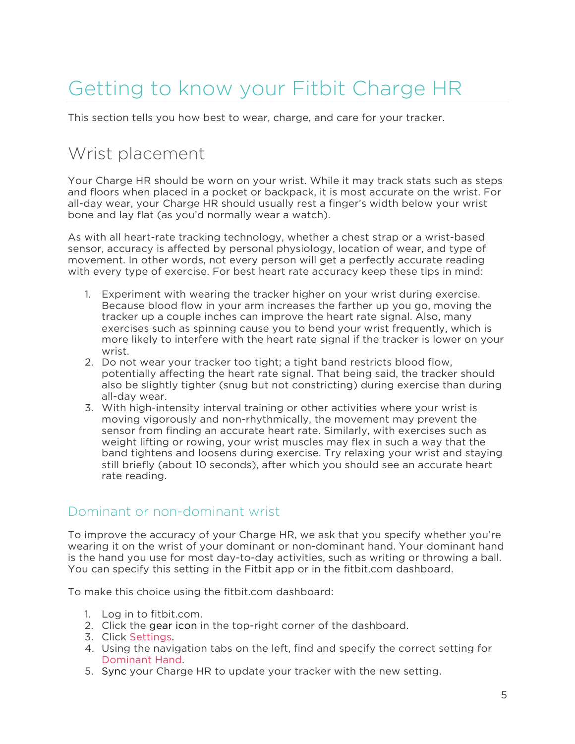# Getting to know your Fitbit Charge HR

This section tells you how best to wear, charge, and care for your tracker.

## Wrist placement

Your Charge HR should be worn on your wrist. While it may track stats such as steps and floors when placed in a pocket or backpack, it is most accurate on the wrist. For all-day wear, your Charge HR should usually rest a finger's width below your wrist bone and lay flat (as you'd normally wear a watch).

As with all heart-rate tracking technology, whether a chest strap or a wrist-based sensor, accuracy is affected by personal physiology, location of wear, and type of movement. In other words, not every person will get a perfectly accurate reading with every type of exercise. For best heart rate accuracy keep these tips in mind:

1. Experiment with wearing the tracker higher on your wrist during exercise. Because blood flow in your arm increases the farther up you go, moving the tracker up a couple inches can improve the heart rate signal. Also, many exercises such as spinning cause you to bend your wrist frequently, which is more likely to interfere with the heart rate signal if the tracker is lower on your wrist.
2. Do not wear your tracker too tight; a tight band restricts blood flow, potentially affecting the heart rate signal. That being said, the tracker should also be slightly tighter (snug but not constricting) during exercise than during all-day wear.
3. With high-intensity interval training or other activities where your wrist is moving vigorously and non-rhythmically, the movement may prevent the sensor from finding an accurate heart rate. Similarly, with exercises such as weight lifting or rowing, your wrist muscles may flex in such a way that the band tightens and loosens during exercise. Try relaxing your wrist and staying still briefly (about 10 seconds), after which you should see an accurate heart rate reading.

### Dominant or non-dominant wrist

To improve the accuracy of your Charge HR, we ask that you specify whether you're wearing it on the wrist of your dominant or non-dominant hand. Your dominant hand is the hand you use for most day-to-day activities, such as writing or throwing a ball. You can specify this setting in the Fitbit app or in the fitbit.com dashboard.

To make this choice using the fitbit.com dashboard:

1. Log in to fitbit.com.
2. Click the gear icon in the top-right corner of the dashboard.
3. Click Settings.
4. Using the navigation tabs on the left, find and specify the correct setting for Dominant Hand.
5. Sync your Charge HR to update your tracker with the new setting.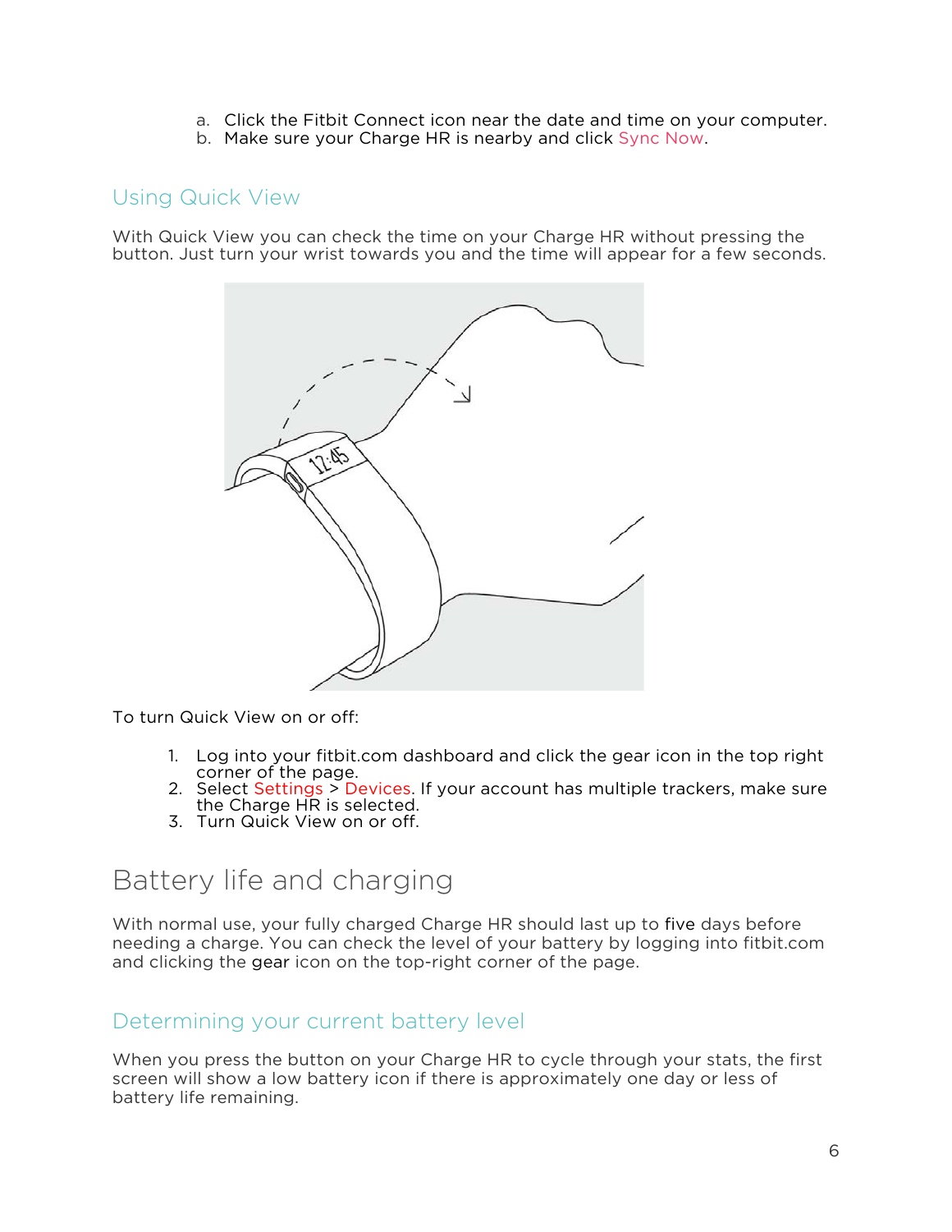a. Click the Fitbit Connect icon near the date and time on your computer.
b. Make sure your Charge HR is nearby and click Sync Now.

### Using Quick View

With Quick View you can check the time on your Charge HR without pressing the button. Just turn your wrist towards you and the time will appear for a few seconds.

To turn Quick View on or off:

1. Log into your fitbit.com dashboard and click the gear icon in the top right corner of the page.
2. Select Settings > Devices. If your account has multiple trackers, make sure the Charge HR is selected.
3. Turn Quick View on or off.

## Battery life and charging

With normal use, your fully charged Charge HR should last up to five days before needing a charge. You can check the level of your battery by logging into fitbit.com and clicking the gear icon on the top-right corner of the page.

### Determining your current battery level

When you press the button on your Charge HR to cycle through your stats, the first screen will show a low battery icon if there is approximately one day or less of battery life remaining.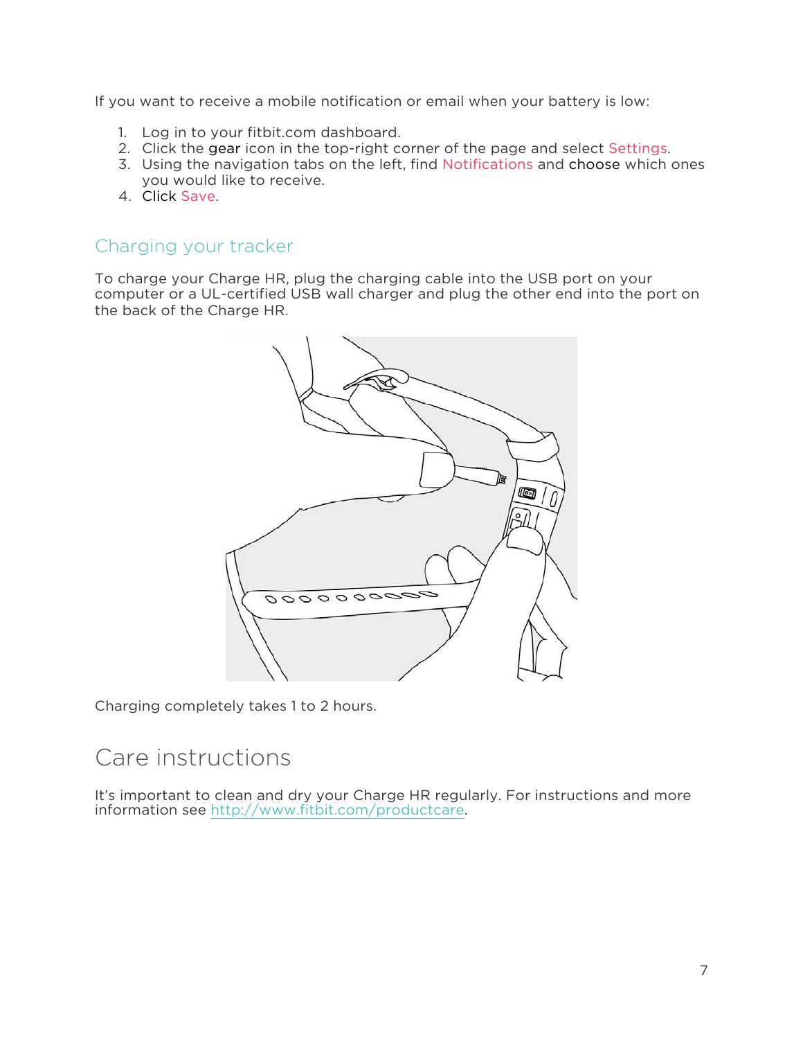If you want to receive a mobile notification or email when your battery is low:

1. Log in to your fitbit.com dashboard.
2. Click the gear icon in the top-right corner of the page and select Settings.
3. Using the navigation tabs on the left, find Notifications and choose which ones you would like to receive.
4. Click Save.

## Charging your tracker

To charge your Charge HR, plug the charging cable into the USB port on your computer or a UL-certified USB wall charger and plug the other end into the port on the back of the Charge HR.

Charging completely takes 1 to 2 hours.

# Care instructions

It's important to clean and dry your Charge HR regularly. For instructions and more information see http://www.fitbit.com/productcare.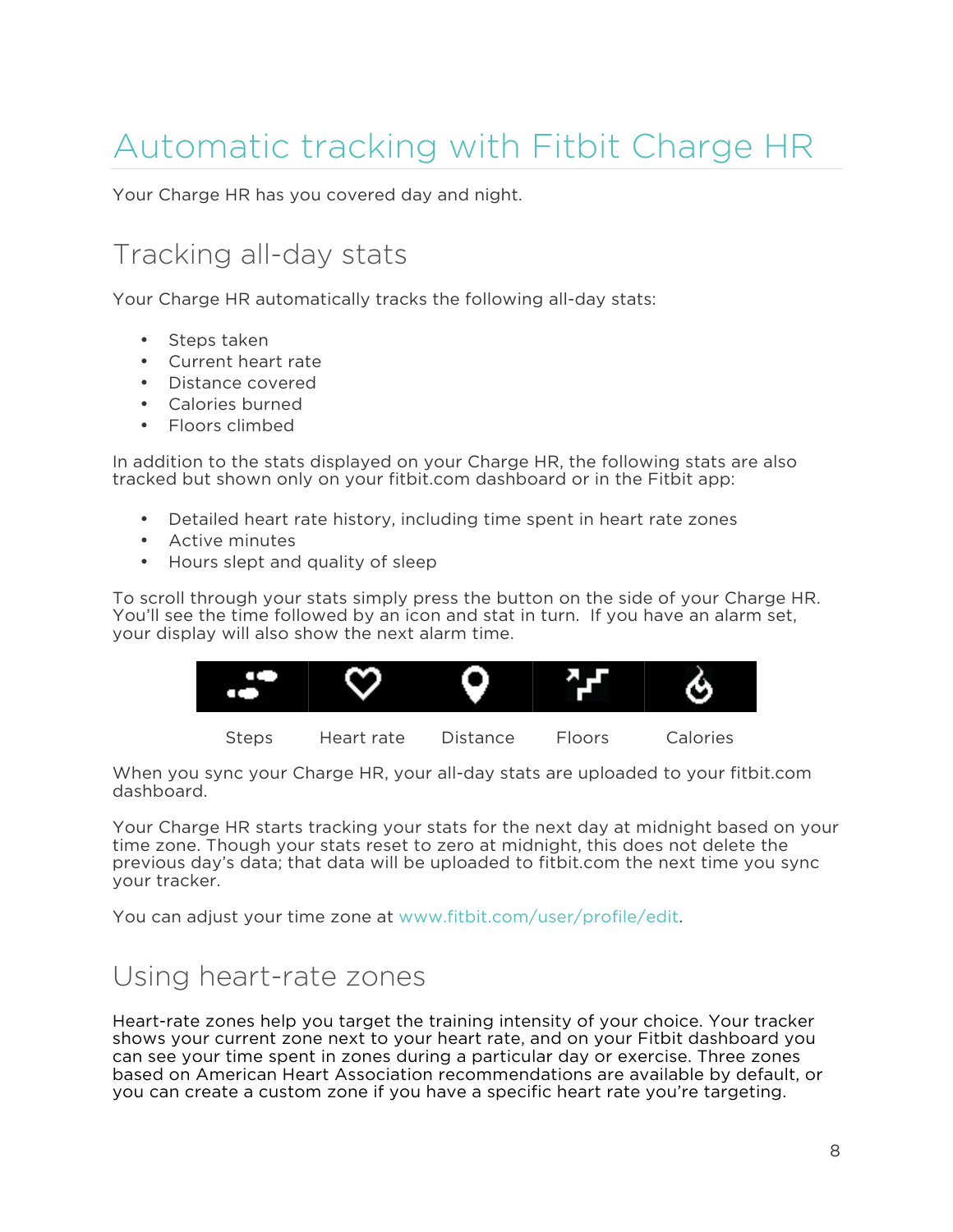# Automatic tracking with Fitbit Charge HR

Your Charge HR has you covered day and night.

## Tracking all-day stats

Your Charge HR automatically tracks the following all-day stats:

- Steps taken
- Current heart rate
- Distance covered
- Calories burned
- Floors climbed

In addition to the stats displayed on your Charge HR, the following stats are also tracked but shown only on your fitbit.com dashboard or in the Fitbit app:

- Detailed heart rate history, including time spent in heart rate zones
- Active minutes
- Hours slept and quality of sleep

To scroll through your stats simply press the button on the side of your Charge HR. You'll see the time followed by an icon and stat in turn. If you have an alarm set, your display will also show the next alarm time.

Steps Heart rate Distance Floors Calories

When you sync your Charge HR, your all-day stats are uploaded to your fitbit.com dashboard.

Your Charge HR starts tracking your stats for the next day at midnight based on your time zone. Though your stats reset to zero at midnight, this does not delete the previous day's data; that data will be uploaded to fitbit.com the next time you sync your tracker.

You can adjust your time zone at www.fitbit.com/user/profile/edit.

## Using heart-rate zones

Heart-rate zones help you target the training intensity of your choice. Your tracker shows your current zone next to your heart rate, and on your Fitbit dashboard you can see your time spent in zones during a particular day or exercise. Three zones based on American Heart Association recommendations are available by default, or you can create a custom zone if you have a specific heart rate you're targeting.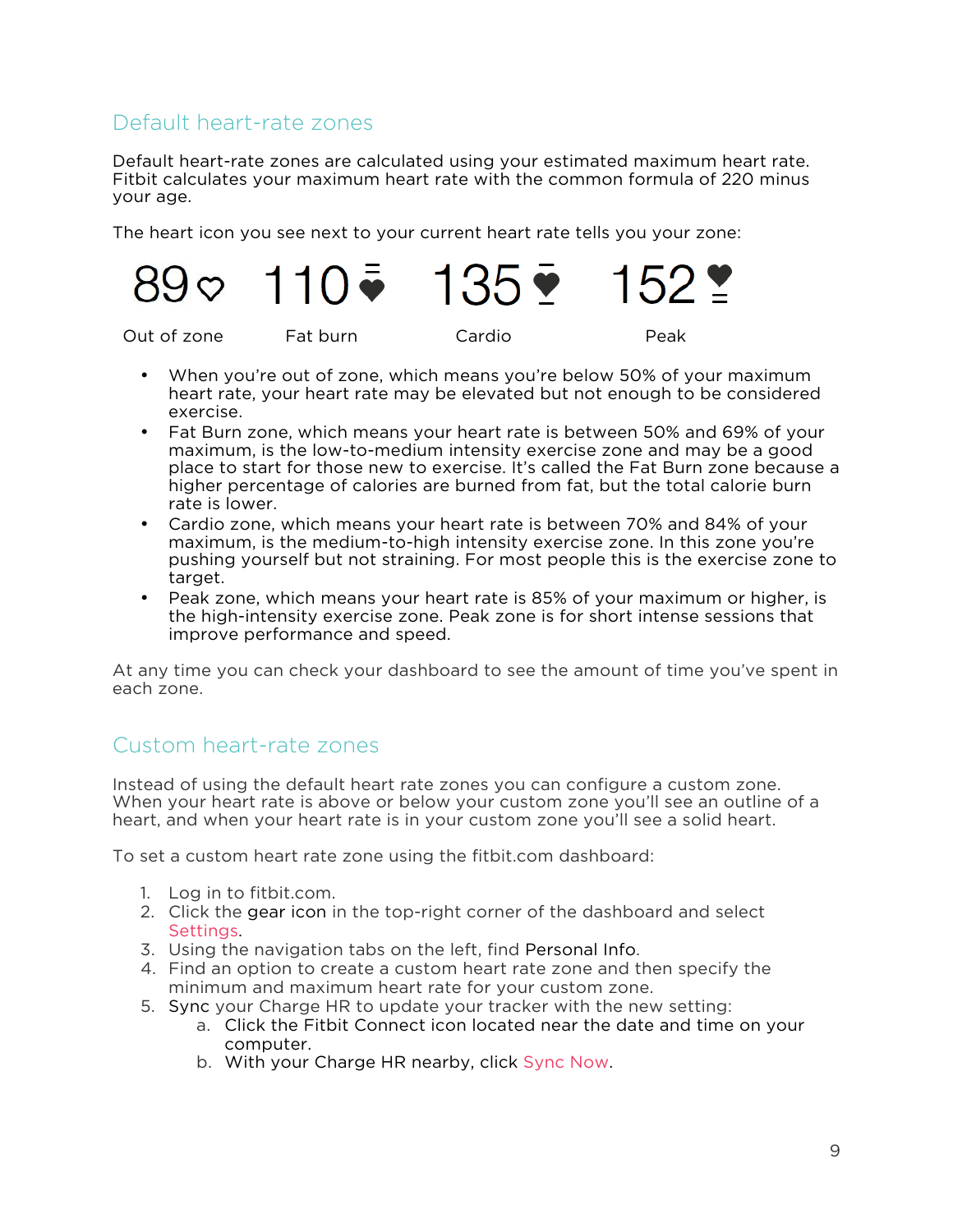## Default heart-rate zones

Default heart-rate zones are calculated using your estimated maximum heart rate. Fitbit calculates your maximum heart rate with the common formula of 220 minus your age.

The heart icon you see next to your current heart rate tells you your zone:

| 89 | 110 | 135 | 152 |
|---|---|---|---|
| Out of zone | Fat burn | Cardio | Peak |

- When you're out of zone, which means you're below 50% of your maximum heart rate, your heart rate may be elevated but not enough to be considered exercise.
- Fat Burn zone, which means your heart rate is between 50% and 69% of your maximum, is the low-to-medium intensity exercise zone and may be a good place to start for those new to exercise. It's called the Fat Burn zone because a higher percentage of calories are burned from fat, but the total calorie burn rate is lower.
- Cardio zone, which means your heart rate is between 70% and 84% of your maximum, is the medium-to-high intensity exercise zone. In this zone you're pushing yourself but not straining. For most people this is the exercise zone to target.
- Peak zone, which means your heart rate is 85% of your maximum or higher, is the high-intensity exercise zone. Peak zone is for short intense sessions that improve performance and speed.

At any time you can check your dashboard to see the amount of time you've spent in each zone.

## Custom heart-rate zones

Instead of using the default heart rate zones you can configure a custom zone. When your heart rate is above or below your custom zone you'll see an outline of a heart, and when your heart rate is in your custom zone you'll see a solid heart.

To set a custom heart rate zone using the fitbit.com dashboard:

1. Log in to fitbit.com.
2. Click the gear icon in the top-right corner of the dashboard and select Settings.
3. Using the navigation tabs on the left, find Personal Info.
4. Find an option to create a custom heart rate zone and then specify the minimum and maximum heart rate for your custom zone.
5. Sync your Charge HR to update your tracker with the new setting:
   a. Click the Fitbit Connect icon located near the date and time on your computer.
   b. With your Charge HR nearby, click Sync Now.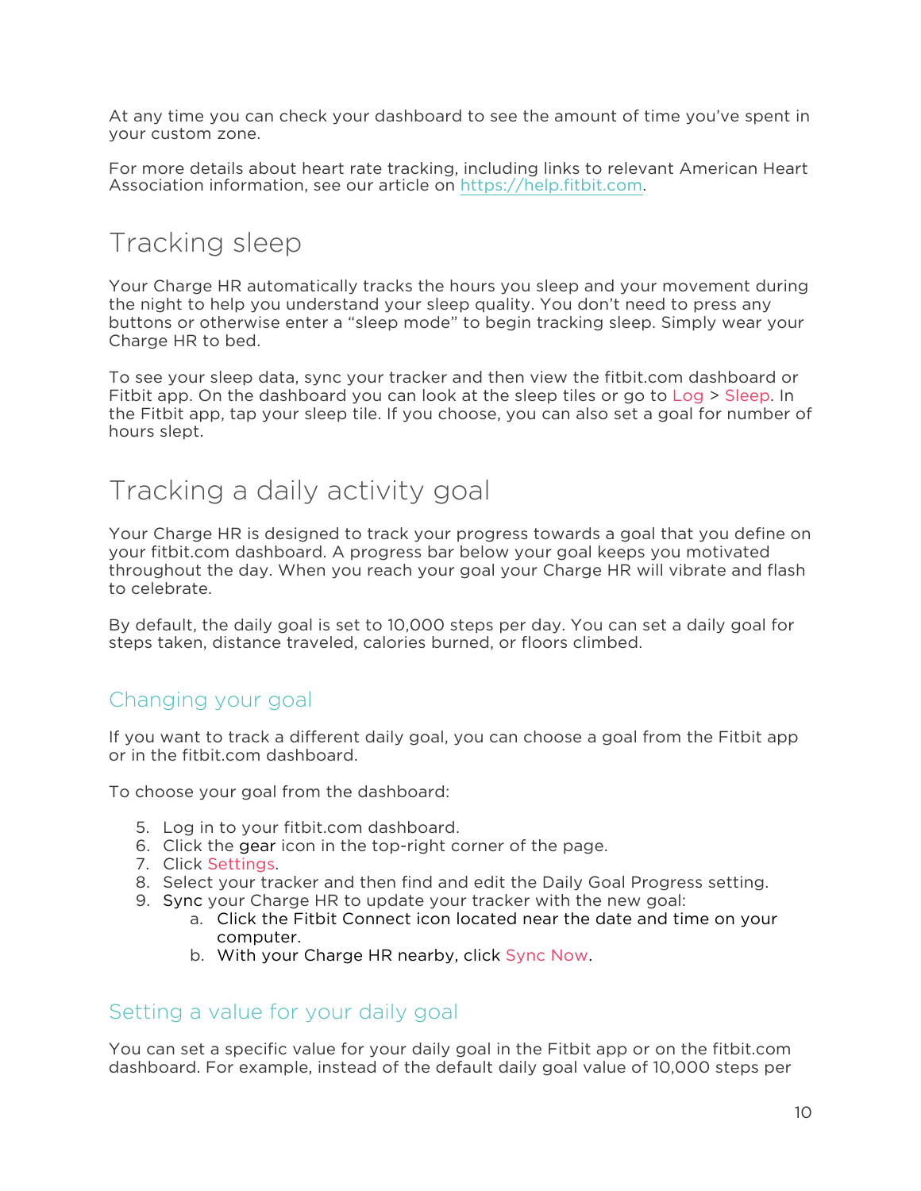At any time you can check your dashboard to see the amount of time you've spent in your custom zone.

For more details about heart rate tracking, including links to relevant American Heart Association information, see our article on https://help.fitbit.com.

# Tracking sleep

Your Charge HR automatically tracks the hours you sleep and your movement during the night to help you understand your sleep quality. You don't need to press any buttons or otherwise enter a "sleep mode" to begin tracking sleep. Simply wear your Charge HR to bed.

To see your sleep data, sync your tracker and then view the fitbit.com dashboard or Fitbit app. On the dashboard you can look at the sleep tiles or go to Log > Sleep. In the Fitbit app, tap your sleep tile. If you choose, you can also set a goal for number of hours slept.

# Tracking a daily activity goal

Your Charge HR is designed to track your progress towards a goal that you define on your fitbit.com dashboard. A progress bar below your goal keeps you motivated throughout the day. When you reach your goal your Charge HR will vibrate and flash to celebrate.

By default, the daily goal is set to 10,000 steps per day. You can set a daily goal for steps taken, distance traveled, calories burned, or floors climbed.

## Changing your goal

If you want to track a different daily goal, you can choose a goal from the Fitbit app or in the fitbit.com dashboard.

To choose your goal from the dashboard:

5. Log in to your fitbit.com dashboard.
6. Click the gear icon in the top-right corner of the page.
7. Click Settings.
8. Select your tracker and then find and edit the Daily Goal Progress setting.
9. Sync your Charge HR to update your tracker with the new goal:
    a. Click the Fitbit Connect icon located near the date and time on your computer.
    b. With your Charge HR nearby, click Sync Now.

## Setting a value for your daily goal

You can set a specific value for your daily goal in the Fitbit app or on the fitbit.com dashboard. For example, instead of the default daily goal value of 10,000 steps per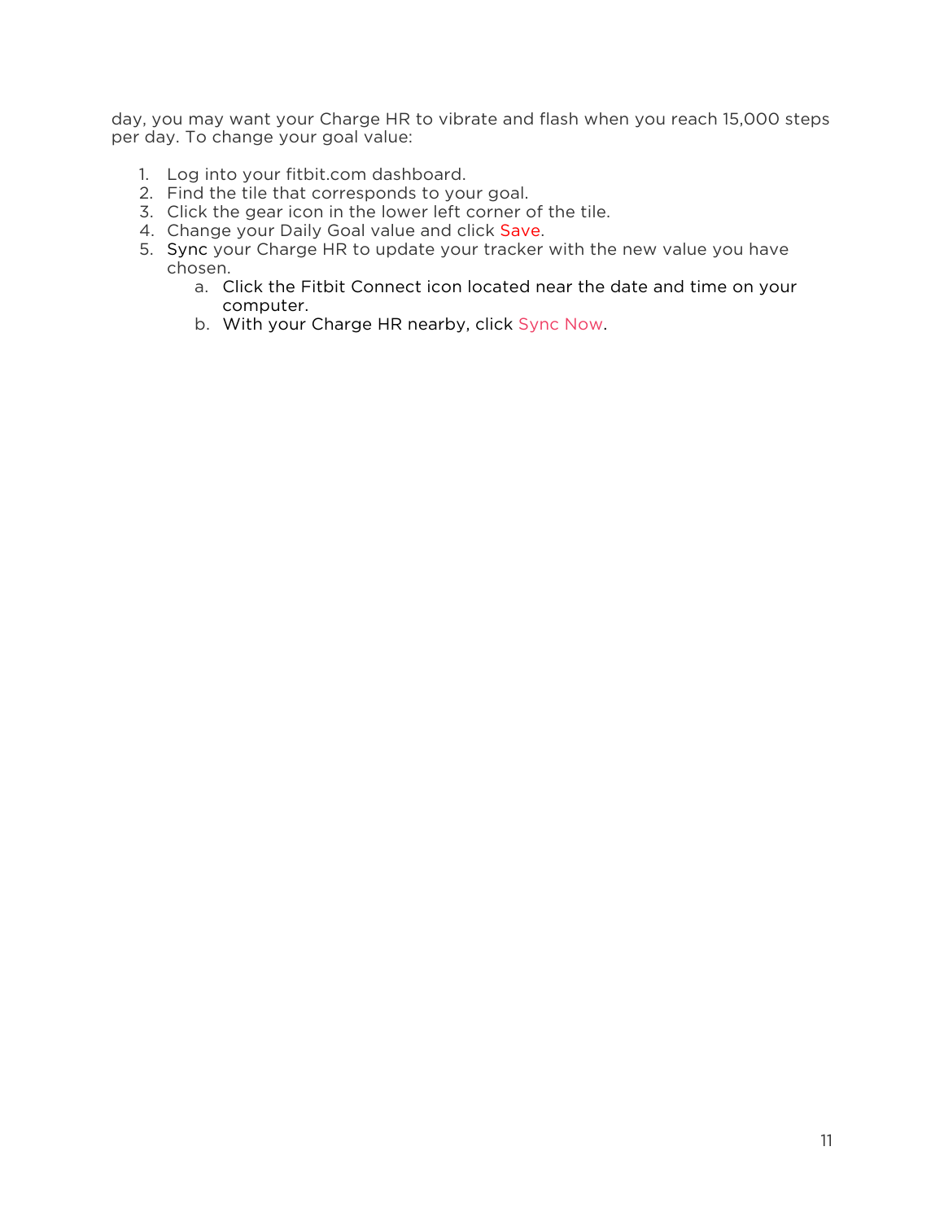day, you may want your Charge HR to vibrate and flash when you reach 15,000 steps per day. To change your goal value:

1. Log into your fitbit.com dashboard.
2. Find the tile that corresponds to your goal.
3. Click the gear icon in the lower left corner of the tile.
4. Change your Daily Goal value and click Save.
5. Sync your Charge HR to update your tracker with the new value you have chosen.
    a. Click the Fitbit Connect icon located near the date and time on your computer.
    b. With your Charge HR nearby, click Sync Now.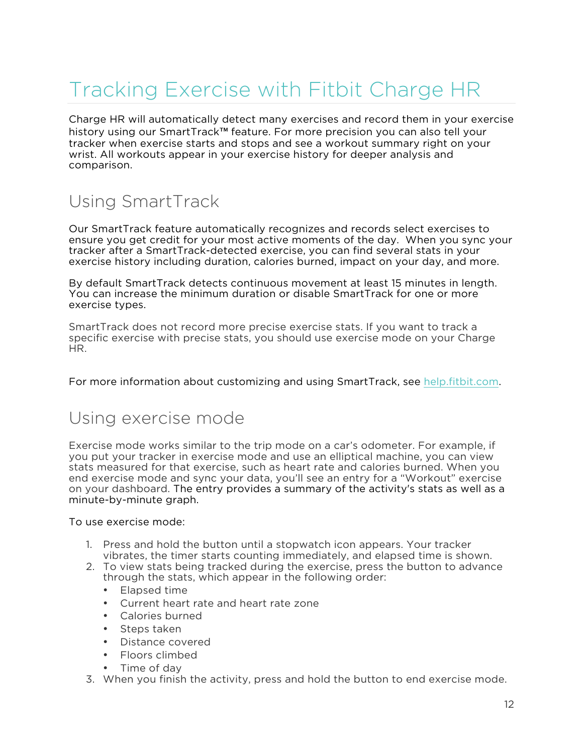# Tracking Exercise with Fitbit Charge HR

Charge HR will automatically detect many exercises and record them in your exercise history using our SmartTrack™ feature. For more precision you can also tell your tracker when exercise starts and stops and see a workout summary right on your wrist. All workouts appear in your exercise history for deeper analysis and comparison.

## Using SmartTrack

Our SmartTrack feature automatically recognizes and records select exercises to ensure you get credit for your most active moments of the day. When you sync your tracker after a SmartTrack-detected exercise, you can find several stats in your exercise history including duration, calories burned, impact on your day, and more.

By default SmartTrack detects continuous movement at least 15 minutes in length. You can increase the minimum duration or disable SmartTrack for one or more exercise types.

SmartTrack does not record more precise exercise stats. If you want to track a specific exercise with precise stats, you should use exercise mode on your Charge HR.

For more information about customizing and using SmartTrack, see help.fitbit.com.

## Using exercise mode

Exercise mode works similar to the trip mode on a car's odometer. For example, if you put your tracker in exercise mode and use an elliptical machine, you can view stats measured for that exercise, such as heart rate and calories burned. When you end exercise mode and sync your data, you'll see an entry for a "Workout" exercise on your dashboard. The entry provides a summary of the activity's stats as well as a minute-by-minute graph.

To use exercise mode:

1. Press and hold the button until a stopwatch icon appears. Your tracker vibrates, the timer starts counting immediately, and elapsed time is shown.
2. To view stats being tracked during the exercise, press the button to advance through the stats, which appear in the following order:
   - Elapsed time
   - Current heart rate and heart rate zone
   - Calories burned
   - Steps taken
   - Distance covered
   - Floors climbed
   - Time of day
3. When you finish the activity, press and hold the button to end exercise mode.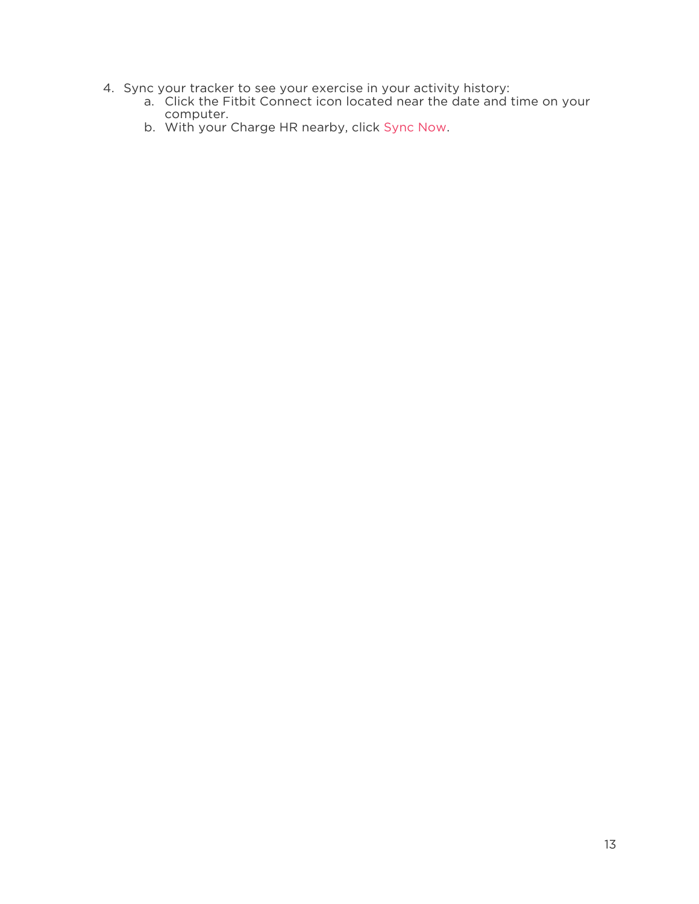4. Sync your tracker to see your exercise in your activity history:
    a. Click the Fitbit Connect icon located near the date and time on your computer.
    b. With your Charge HR nearby, click Sync Now.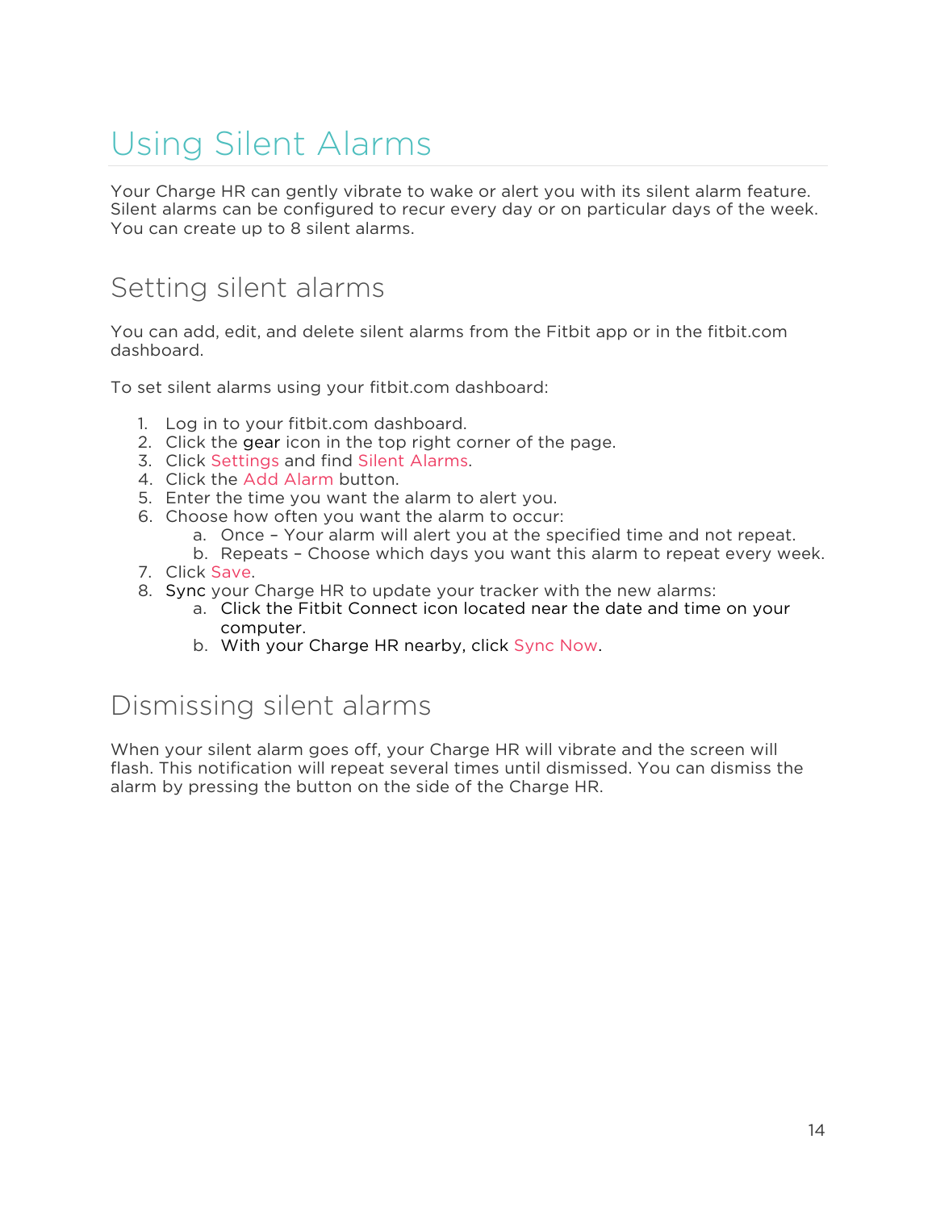# Using Silent Alarms

Your Charge HR can gently vibrate to wake or alert you with its silent alarm feature. Silent alarms can be configured to recur every day or on particular days of the week. You can create up to 8 silent alarms.

## Setting silent alarms

You can add, edit, and delete silent alarms from the Fitbit app or in the fitbit.com dashboard.

To set silent alarms using your fitbit.com dashboard:

1. Log in to your fitbit.com dashboard.
2. Click the gear icon in the top right corner of the page.
3. Click Settings and find Silent Alarms.
4. Click the Add Alarm button.
5. Enter the time you want the alarm to alert you.
6. Choose how often you want the alarm to occur:
   a. Once – Your alarm will alert you at the specified time and not repeat.
   b. Repeats – Choose which days you want this alarm to repeat every week.
7. Click Save.
8. Sync your Charge HR to update your tracker with the new alarms:
   a. Click the Fitbit Connect icon located near the date and time on your computer.
   b. With your Charge HR nearby, click Sync Now.

## Dismissing silent alarms

When your silent alarm goes off, your Charge HR will vibrate and the screen will flash. This notification will repeat several times until dismissed. You can dismiss the alarm by pressing the button on the side of the Charge HR.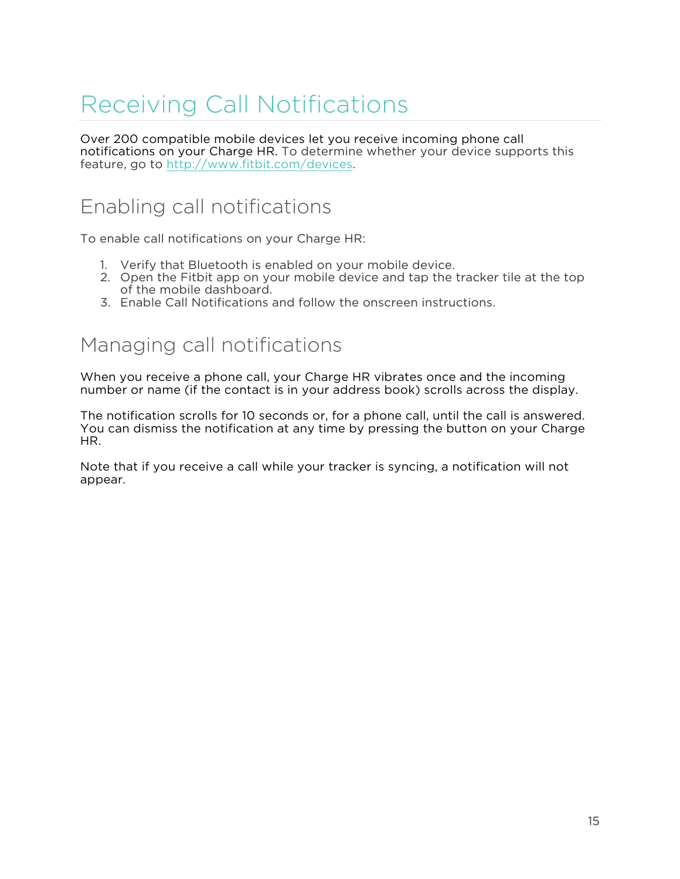# Receiving Call Notifications

Over 200 compatible mobile devices let you receive incoming phone call notifications on your Charge HR. To determine whether your device supports this feature, go to http://www.fitbit.com/devices.

## Enabling call notifications

To enable call notifications on your Charge HR:

1. Verify that Bluetooth is enabled on your mobile device.
2. Open the Fitbit app on your mobile device and tap the tracker tile at the top of the mobile dashboard.
3. Enable Call Notifications and follow the onscreen instructions.

## Managing call notifications

When you receive a phone call, your Charge HR vibrates once and the incoming number or name (if the contact is in your address book) scrolls across the display.

The notification scrolls for 10 seconds or, for a phone call, until the call is answered. You can dismiss the notification at any time by pressing the button on your Charge HR.

Note that if you receive a call while your tracker is syncing, a notification will not appear.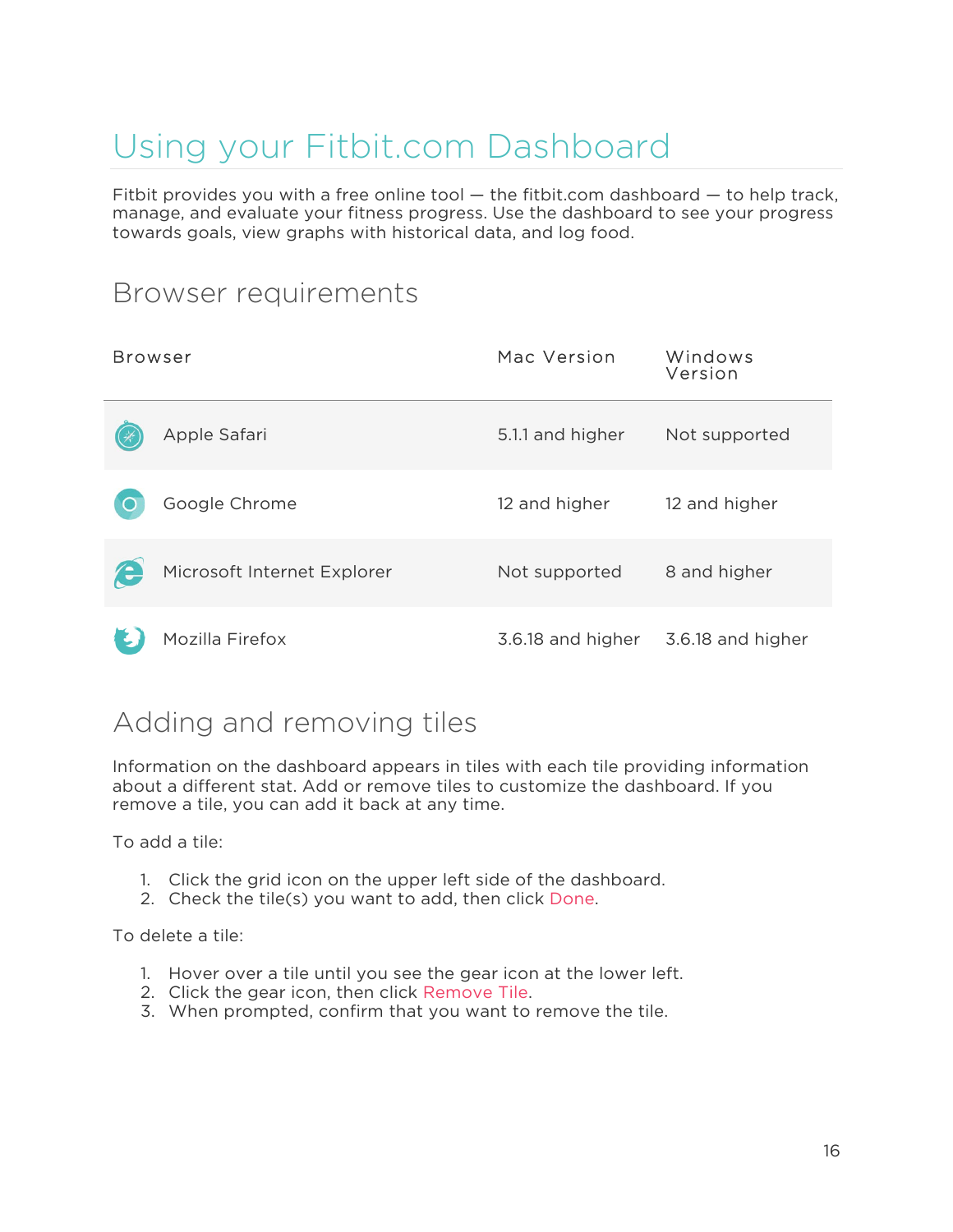# Using your Fitbit.com Dashboard

Fitbit provides you with a free online tool — the fitbit.com dashboard — to help track, manage, and evaluate your fitness progress. Use the dashboard to see your progress towards goals, view graphs with historical data, and log food.

## Browser requirements

| Browser | Mac Version | Windows Version |
| --- | --- | --- |
| Apple Safari | 5.1.1 and higher | Not supported |
| Google Chrome | 12 and higher | 12 and higher |
| Microsoft Internet Explorer | Not supported | 8 and higher |
| Mozilla Firefox | 3.6.18 and higher | 3.6.18 and higher |

## Adding and removing tiles

Information on the dashboard appears in tiles with each tile providing information about a different stat. Add or remove tiles to customize the dashboard. If you remove a tile, you can add it back at any time.

To add a tile:

1. Click the grid icon on the upper left side of the dashboard.
2. Check the tile(s) you want to add, then click Done.

To delete a tile:

1. Hover over a tile until you see the gear icon at the lower left.
2. Click the gear icon, then click Remove Tile.
3. When prompted, confirm that you want to remove the tile.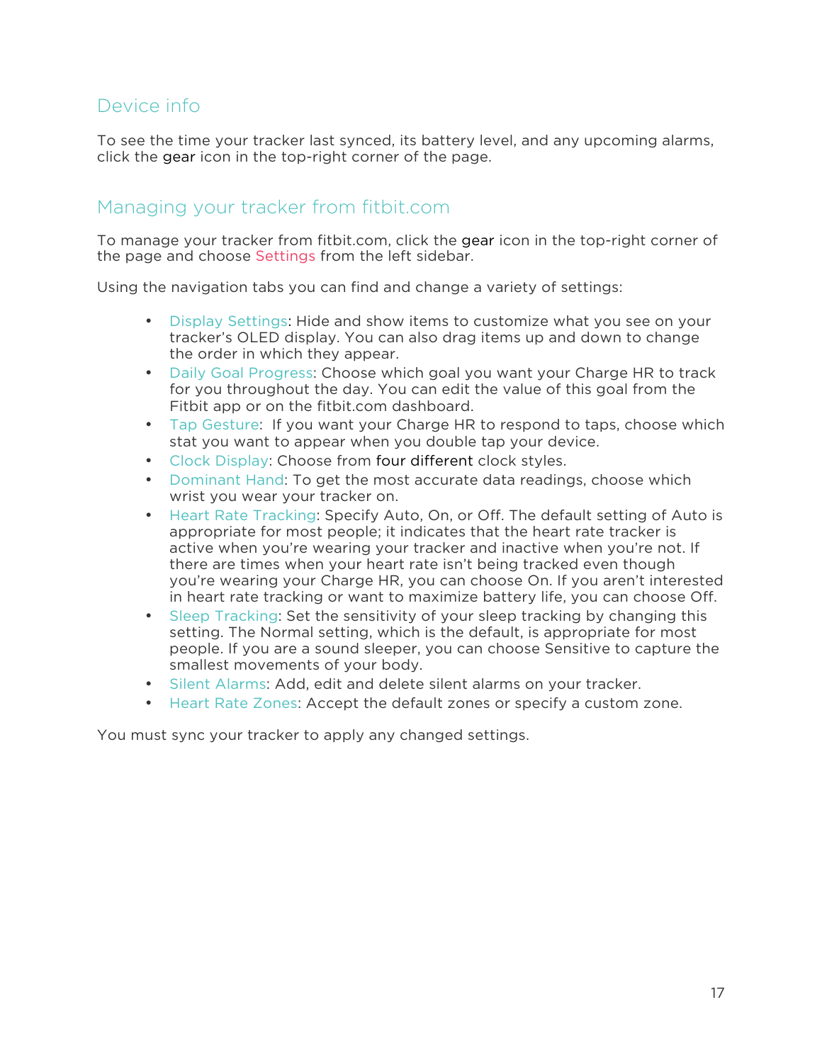## Device info

To see the time your tracker last synced, its battery level, and any upcoming alarms, click the gear icon in the top-right corner of the page.

## Managing your tracker from fitbit.com

To manage your tracker from fitbit.com, click the gear icon in the top-right corner of the page and choose Settings from the left sidebar.

Using the navigation tabs you can find and change a variety of settings:

- Display Settings: Hide and show items to customize what you see on your tracker's OLED display. You can also drag items up and down to change the order in which they appear.
- Daily Goal Progress: Choose which goal you want your Charge HR to track for you throughout the day. You can edit the value of this goal from the Fitbit app or on the fitbit.com dashboard.
- Tap Gesture: If you want your Charge HR to respond to taps, choose which stat you want to appear when you double tap your device.
- Clock Display: Choose from four different clock styles.
- Dominant Hand: To get the most accurate data readings, choose which wrist you wear your tracker on.
- Heart Rate Tracking: Specify Auto, On, or Off. The default setting of Auto is appropriate for most people; it indicates that the heart rate tracker is active when you're wearing your tracker and inactive when you're not. If there are times when your heart rate isn't being tracked even though you're wearing your Charge HR, you can choose On. If you aren't interested in heart rate tracking or want to maximize battery life, you can choose Off.
- Sleep Tracking: Set the sensitivity of your sleep tracking by changing this setting. The Normal setting, which is the default, is appropriate for most people. If you are a sound sleeper, you can choose Sensitive to capture the smallest movements of your body.
- Silent Alarms: Add, edit and delete silent alarms on your tracker.
- Heart Rate Zones: Accept the default zones or specify a custom zone.

You must sync your tracker to apply any changed settings.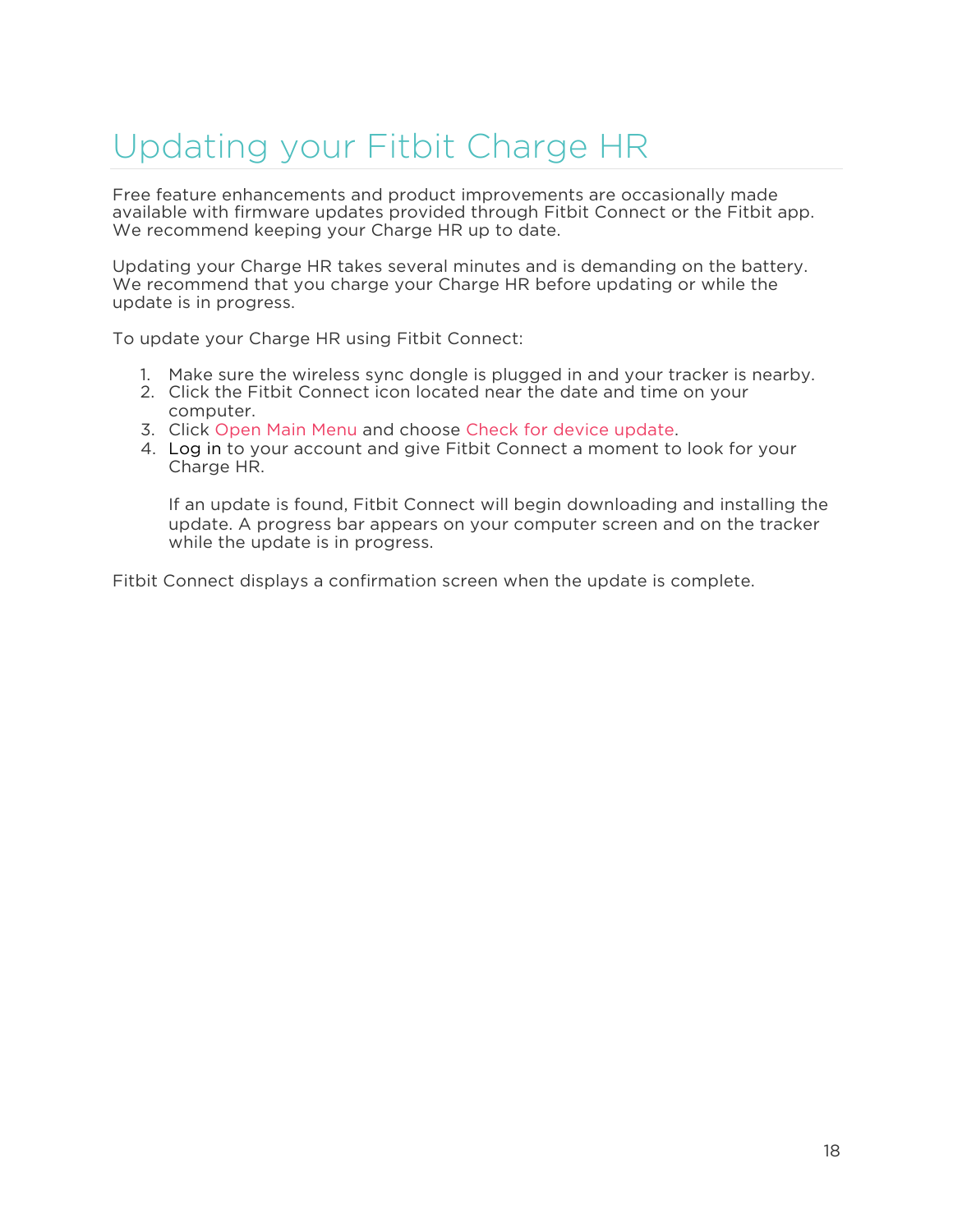# Updating your Fitbit Charge HR

Free feature enhancements and product improvements are occasionally made available with firmware updates provided through Fitbit Connect or the Fitbit app. We recommend keeping your Charge HR up to date.

Updating your Charge HR takes several minutes and is demanding on the battery. We recommend that you charge your Charge HR before updating or while the update is in progress.

To update your Charge HR using Fitbit Connect:

1. Make sure the wireless sync dongle is plugged in and your tracker is nearby.
2. Click the Fitbit Connect icon located near the date and time on your computer.
3. Click Open Main Menu and choose Check for device update.
4. Log in to your account and give Fitbit Connect a moment to look for your Charge HR.

   If an update is found, Fitbit Connect will begin downloading and installing the update. A progress bar appears on your computer screen and on the tracker while the update is in progress.

Fitbit Connect displays a confirmation screen when the update is complete.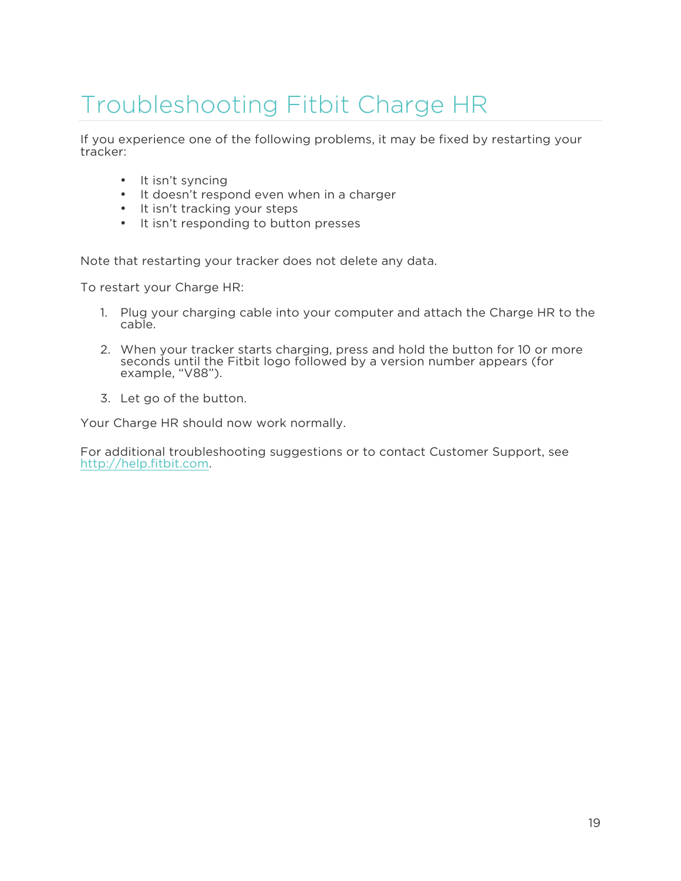# Troubleshooting Fitbit Charge HR

If you experience one of the following problems, it may be fixed by restarting your tracker:

- It isn't syncing
- It doesn't respond even when in a charger
- It isn't tracking your steps
- It isn't responding to button presses

Note that restarting your tracker does not delete any data.

To restart your Charge HR:

1. Plug your charging cable into your computer and attach the Charge HR to the cable.

2. When your tracker starts charging, press and hold the button for 10 or more seconds until the Fitbit logo followed by a version number appears (for example, "V88").

3. Let go of the button.

Your Charge HR should now work normally.

For additional troubleshooting suggestions or to contact Customer Support, see http://help.fitbit.com.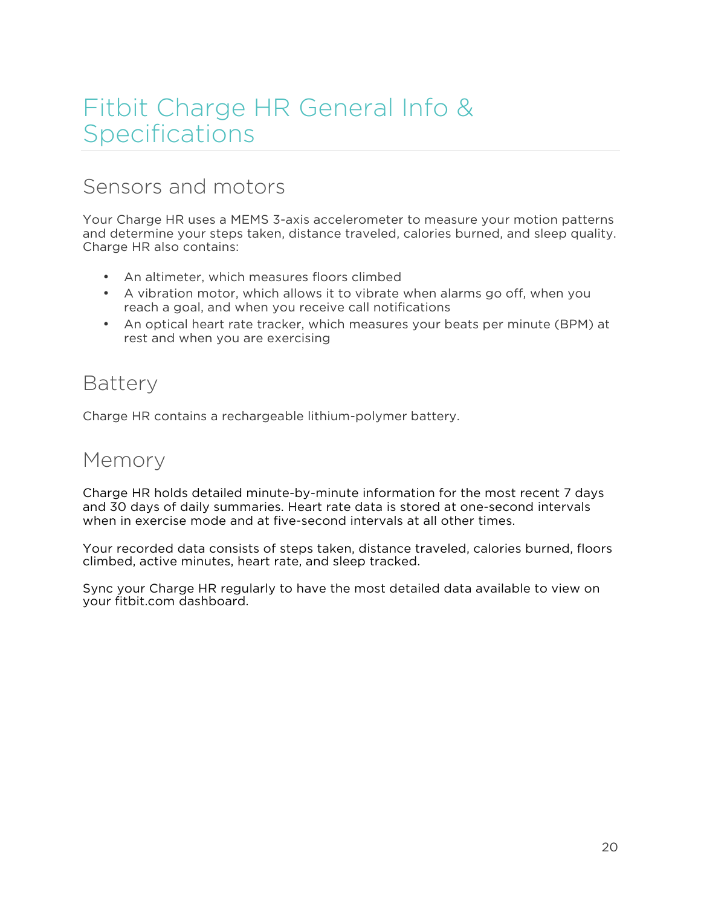# Fitbit Charge HR General Info & Specifications

## Sensors and motors

Your Charge HR uses a MEMS 3-axis accelerometer to measure your motion patterns and determine your steps taken, distance traveled, calories burned, and sleep quality. Charge HR also contains:

- An altimeter, which measures floors climbed
- A vibration motor, which allows it to vibrate when alarms go off, when you reach a goal, and when you receive call notifications
- An optical heart rate tracker, which measures your beats per minute (BPM) at rest and when you are exercising

## Battery

Charge HR contains a rechargeable lithium-polymer battery.

## Memory

Charge HR holds detailed minute-by-minute information for the most recent 7 days and 30 days of daily summaries. Heart rate data is stored at one-second intervals when in exercise mode and at five-second intervals at all other times.

Your recorded data consists of steps taken, distance traveled, calories burned, floors climbed, active minutes, heart rate, and sleep tracked.

Sync your Charge HR regularly to have the most detailed data available to view on your fitbit.com dashboard.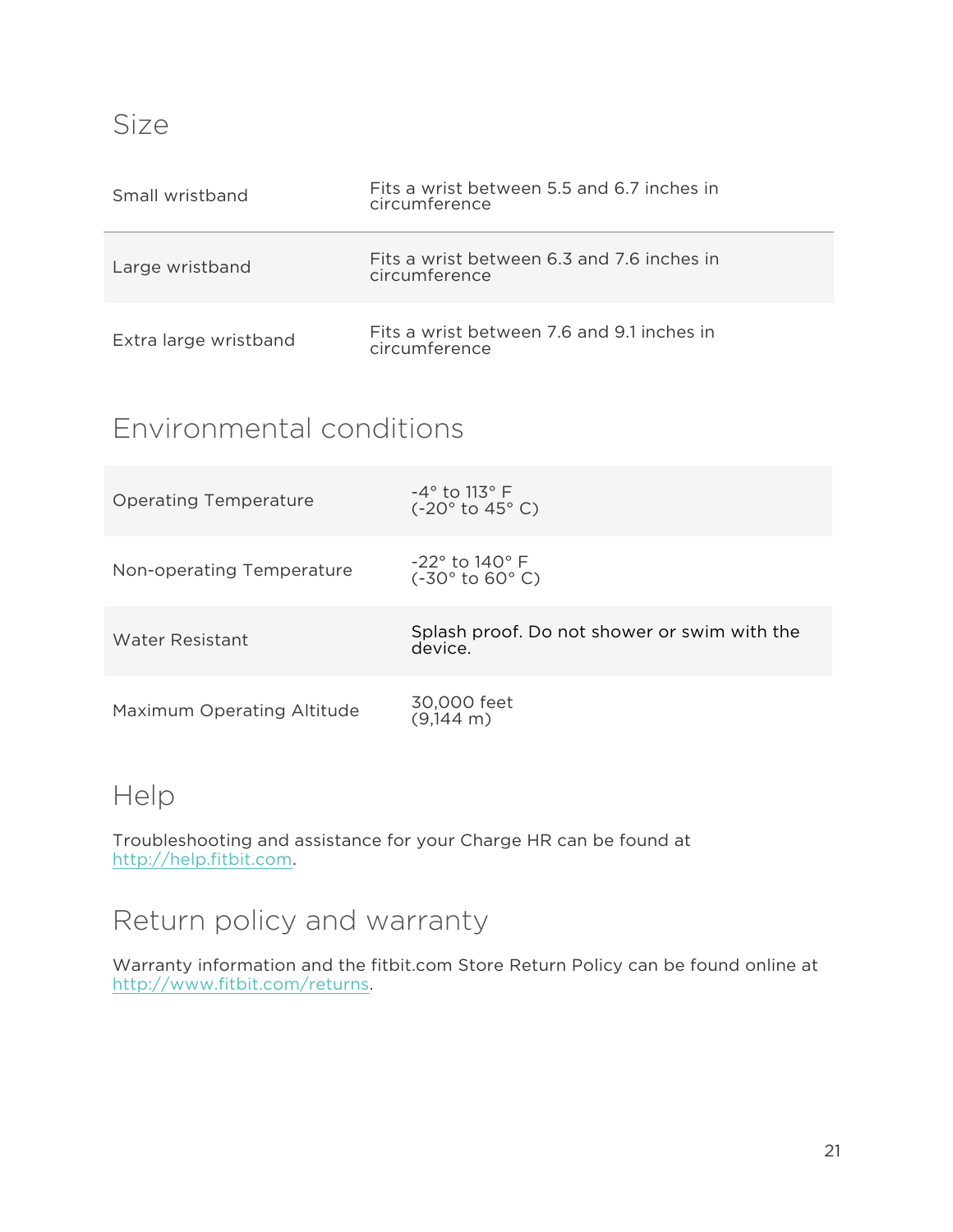## Size

| | |
|---|---|
| Small wristband | Fits a wrist between 5.5 and 6.7 inches in circumference |
| Large wristband | Fits a wrist between 6.3 and 7.6 inches in circumference |
| Extra large wristband | Fits a wrist between 7.6 and 9.1 inches in circumference |

## Environmental conditions

| | |
|---|---|
| Operating Temperature | -4° to 113° F (-20° to 45° C) |
| Non-operating Temperature | -22° to 140° F (-30° to 60° C) |
| Water Resistant | Splash proof. Do not shower or swim with the device. |
| Maximum Operating Altitude | 30,000 feet (9,144 m) |

## Help

Troubleshooting and assistance for your Charge HR can be found at http://help.fitbit.com.

## Return policy and warranty

Warranty information and the fitbit.com Store Return Policy can be found online at http://www.fitbit.com/returns.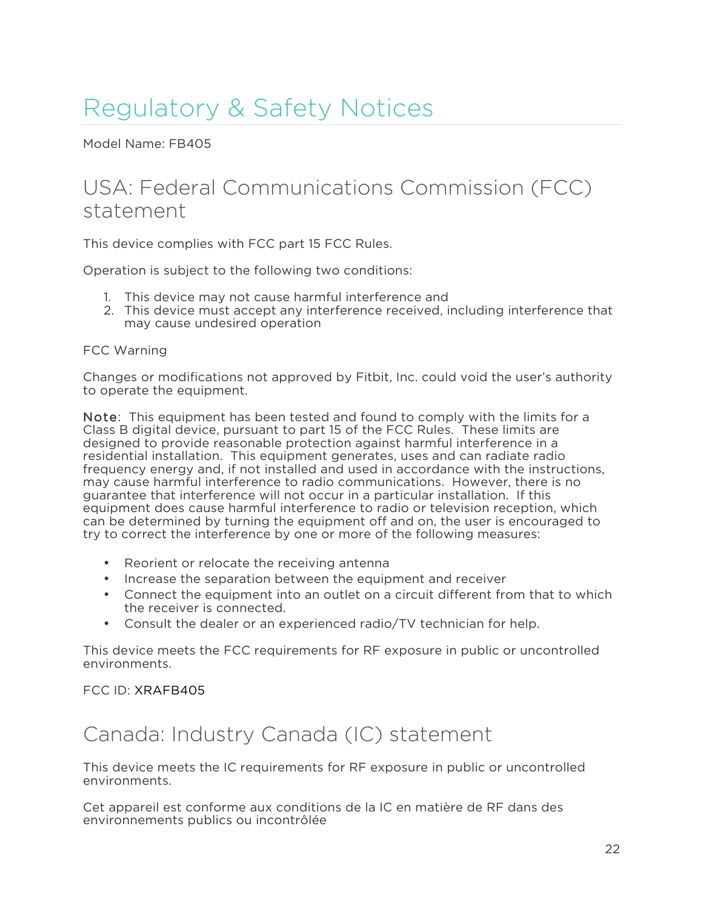# Regulatory & Safety Notices

Model Name: FB405

## USA: Federal Communications Commission (FCC) statement

This device complies with FCC part 15 FCC Rules.

Operation is subject to the following two conditions:

1. This device may not cause harmful interference and
2. This device must accept any interference received, including interference that may cause undesired operation

FCC Warning

Changes or modifications not approved by Fitbit, Inc. could void the user's authority to operate the equipment.

**Note**: This equipment has been tested and found to comply with the limits for a Class B digital device, pursuant to part 15 of the FCC Rules. These limits are designed to provide reasonable protection against harmful interference in a residential installation. This equipment generates, uses and can radiate radio frequency energy and, if not installed and used in accordance with the instructions, may cause harmful interference to radio communications. However, there is no guarantee that interference will not occur in a particular installation. If this equipment does cause harmful interference to radio or television reception, which can be determined by turning the equipment off and on, the user is encouraged to try to correct the interference by one or more of the following measures:

- Reorient or relocate the receiving antenna
- Increase the separation between the equipment and receiver
- Connect the equipment into an outlet on a circuit different from that to which the receiver is connected.
- Consult the dealer or an experienced radio/TV technician for help.

This device meets the FCC requirements for RF exposure in public or uncontrolled environments.

FCC ID: XRAFB405

## Canada: Industry Canada (IC) statement

This device meets the IC requirements for RF exposure in public or uncontrolled environments.

Cet appareil est conforme aux conditions de la IC en matière de RF dans des environnements publics ou incontrôlée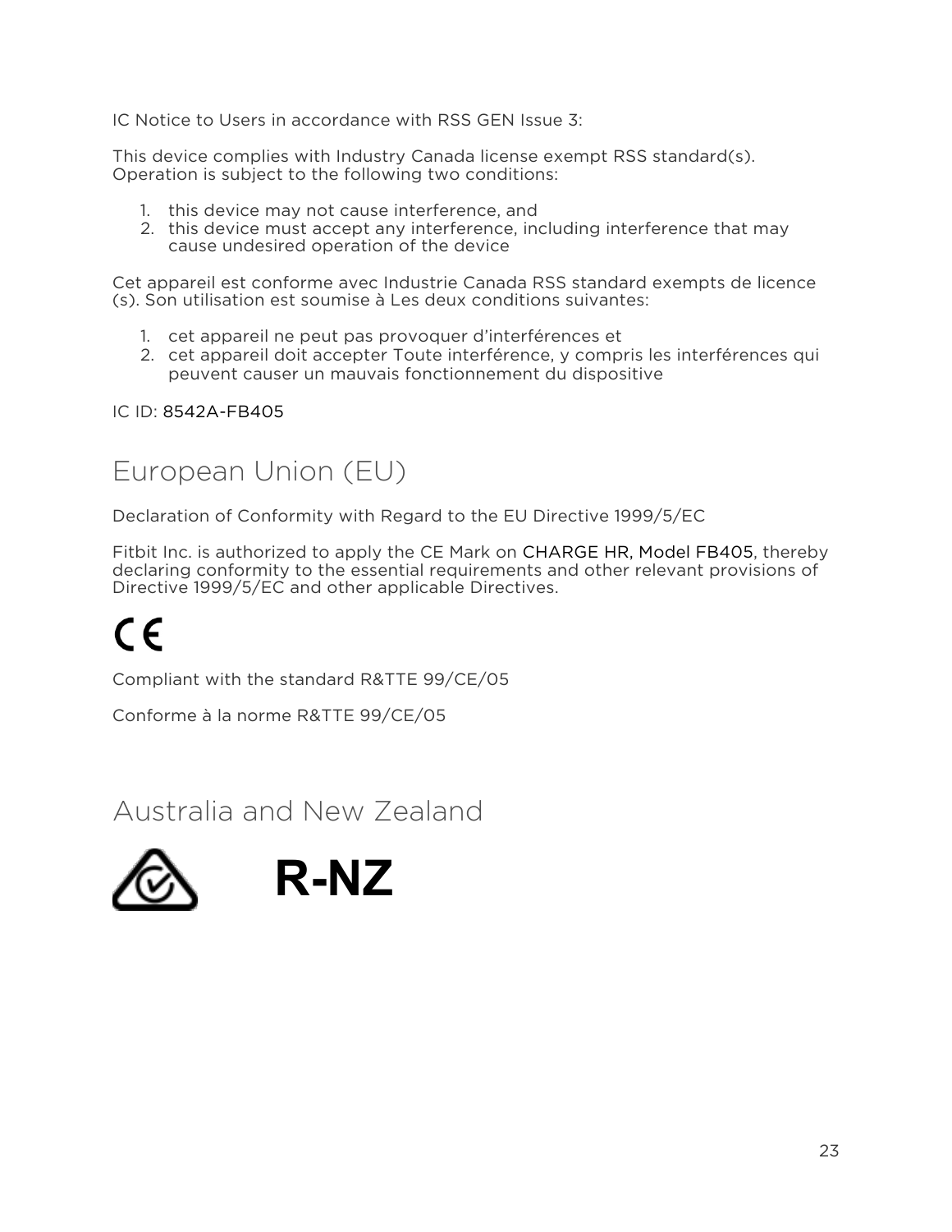IC Notice to Users in accordance with RSS GEN Issue 3:

This device complies with Industry Canada license exempt RSS standard(s). Operation is subject to the following two conditions:

1. this device may not cause interference, and
2. this device must accept any interference, including interference that may cause undesired operation of the device

Cet appareil est conforme avec Industrie Canada RSS standard exempts de licence (s). Son utilisation est soumise à Les deux conditions suivantes:

1. cet appareil ne peut pas provoquer d'interférences et
2. cet appareil doit accepter Toute interférence, y compris les interférences qui peuvent causer un mauvais fonctionnement du dispositive

IC ID: 8542A-FB405

# European Union (EU)

Declaration of Conformity with Regard to the EU Directive 1999/5/EC

Fitbit Inc. is authorized to apply the CE Mark on CHARGE HR, Model FB405, thereby declaring conformity to the essential requirements and other relevant provisions of Directive 1999/5/EC and other applicable Directives.

CE

Compliant with the standard R&TTE 99/CE/05

Conforme à la norme R&TTE 99/CE/05

# Australia and New Zealand

**R-NZ**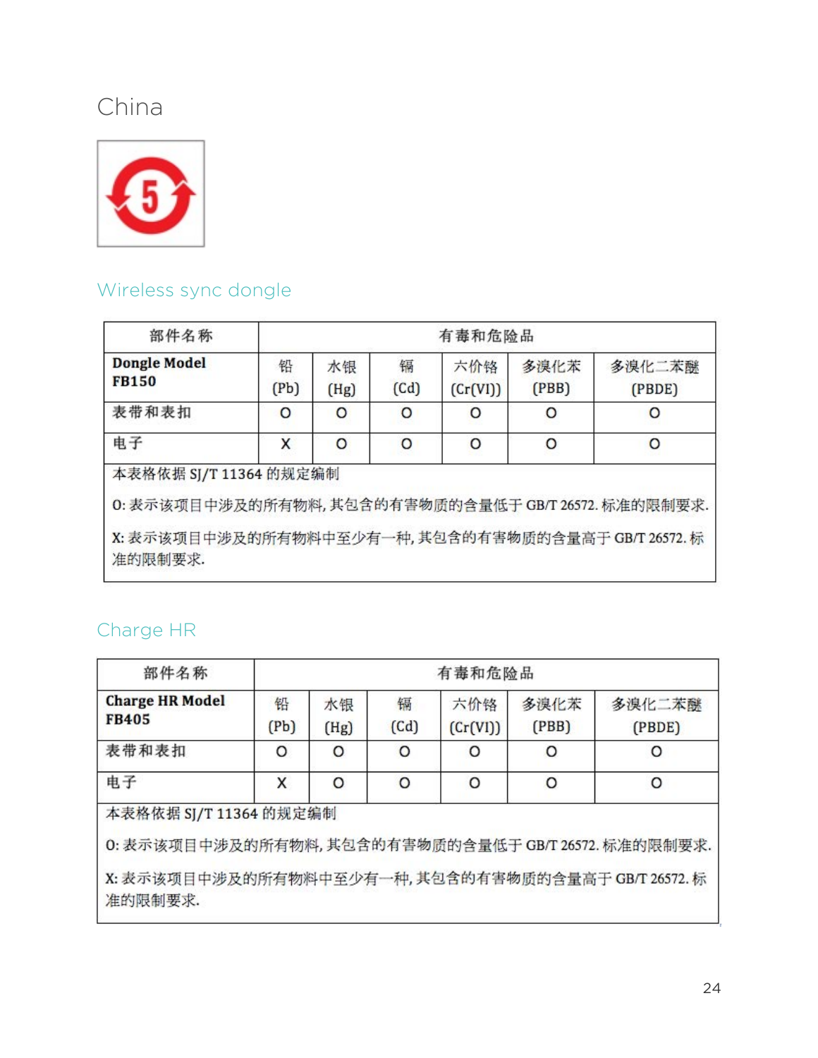# China

## Wireless sync dongle

| 部件名称 | 有毒和危险品 | | | | | |
|---|---|---|---|---|---|---|
| **Dongle Model FB150** | 铅 (Pb) | 水银 (Hg) | 镉 (Cd) | 六价铬 (Cr(VI)) | 多溴化苯 (PBB) | 多溴化二苯醚 (PBDE) |
| 表带和表扣 | O | O | O | O | O | O |
| 电子 | X | O | O | O | O | O |

本表格依据 SJ/T 11364 的规定编制

O: 表示该项目中涉及的所有物料, 其包含的有害物质的含量低于 GB/T 26572. 标准的限制要求.

X: 表示该项目中涉及的所有物料中至少有一种, 其包含的有害物质的含量高于 GB/T 26572. 标准的限制要求.

## Charge HR

| 部件名称 | 有毒和危险品 | | | | | |
|---|---|---|---|---|---|---|
| **Charge HR Model FB405** | 铅 (Pb) | 水银 (Hg) | 镉 (Cd) | 六价铬 (Cr(VI)) | 多溴化苯 (PBB) | 多溴化二苯醚 (PBDE) |
| 表带和表扣 | O | O | O | O | O | O |
| 电子 | X | O | O | O | O | O |

本表格依据 SJ/T 11364 的规定编制

O: 表示该项目中涉及的所有物料, 其包含的有害物质的含量低于 GB/T 26572. 标准的限制要求.

X: 表示该项目中涉及的所有物料中至少有一种, 其包含的有害物质的含量高于 GB/T 26572. 标准的限制要求.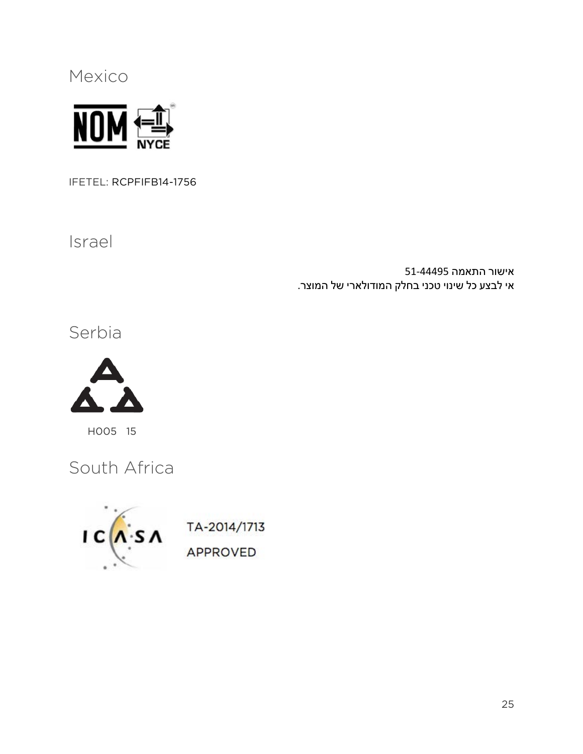## Mexico

IFETEL: RCPFIFB14-1756

## Israel

אישור התאמה 51-44495
אי לבצע כל שינוי טכני בחלק המודולארי של המוצר.

## Serbia

H005 15

## South Africa

TA-2014/1713

APPROVED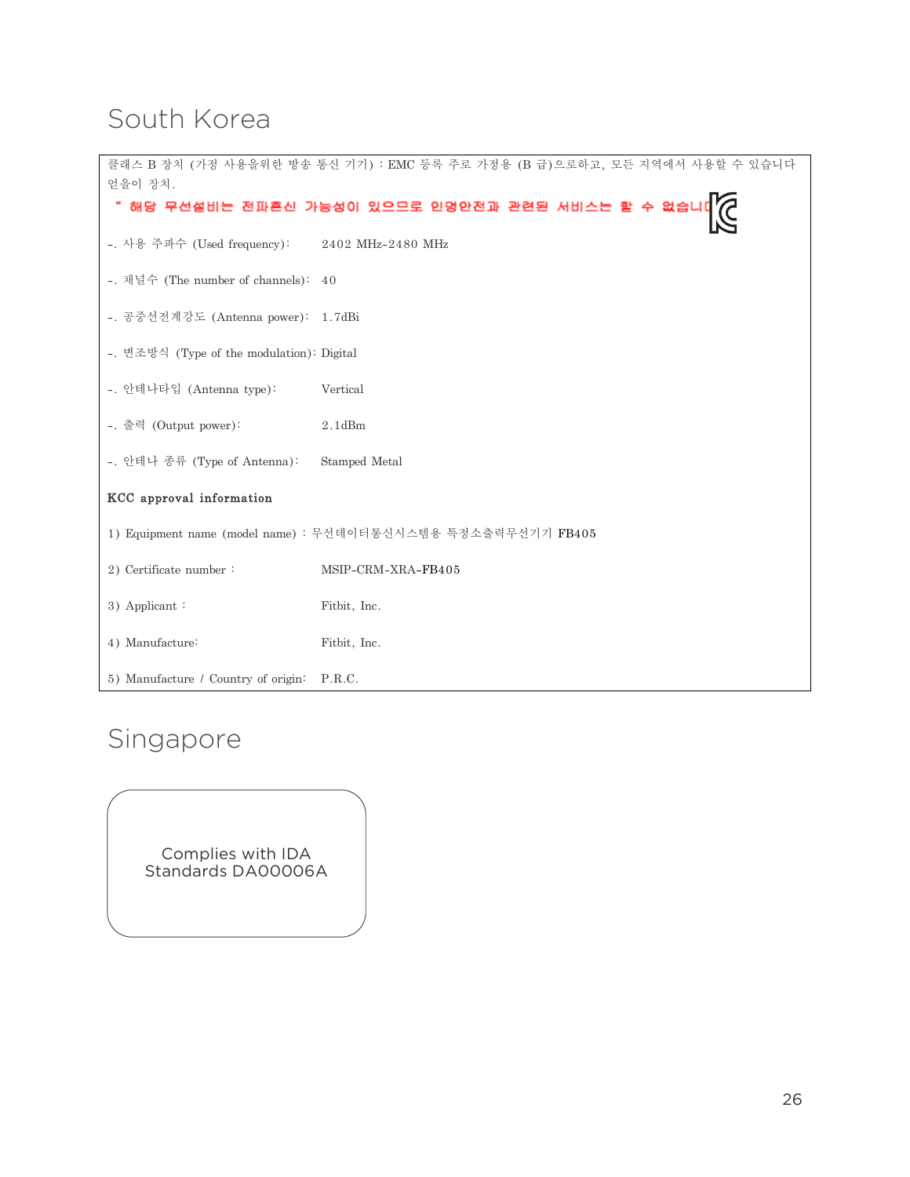## South Korea

클래스 B 장치 (가정 사용을위한 방송 통신 기기) : EMC 등록 주로 가정용 (B 급)으로하고, 모든 지역에서 사용할 수 있습니다 얻을이 장치.

" 해당 무선설비는 전파혼신 가능성이 있으므로 인명안전과 관련된 서비스는 할 수 없습니다

-. 사용 주파수 (Used frequency): 2402 MHz-2480 MHz

-. 채널수 (The number of channels): 40

-. 공중선전계강도 (Antenna power): 1.7dBi

-. 변조방식 (Type of the modulation): Digital

-. 안테나타입 (Antenna type): Vertical

-. 출력 (Output power): 2.1dBm

-. 안테나 종류 (Type of Antenna): Stamped Metal

**KCC approval information**

1) Equipment name (model name) : 무선데이터통신시스템용 특정소출력무선기기 FB405

2) Certificate number : MSIP-CRM-XRA-FB405

3) Applicant : Fitbit, Inc.

4) Manufacture: Fitbit, Inc.

5) Manufacture / Country of origin: P.R.C.

## Singapore

Complies with IDA Standards DA00006A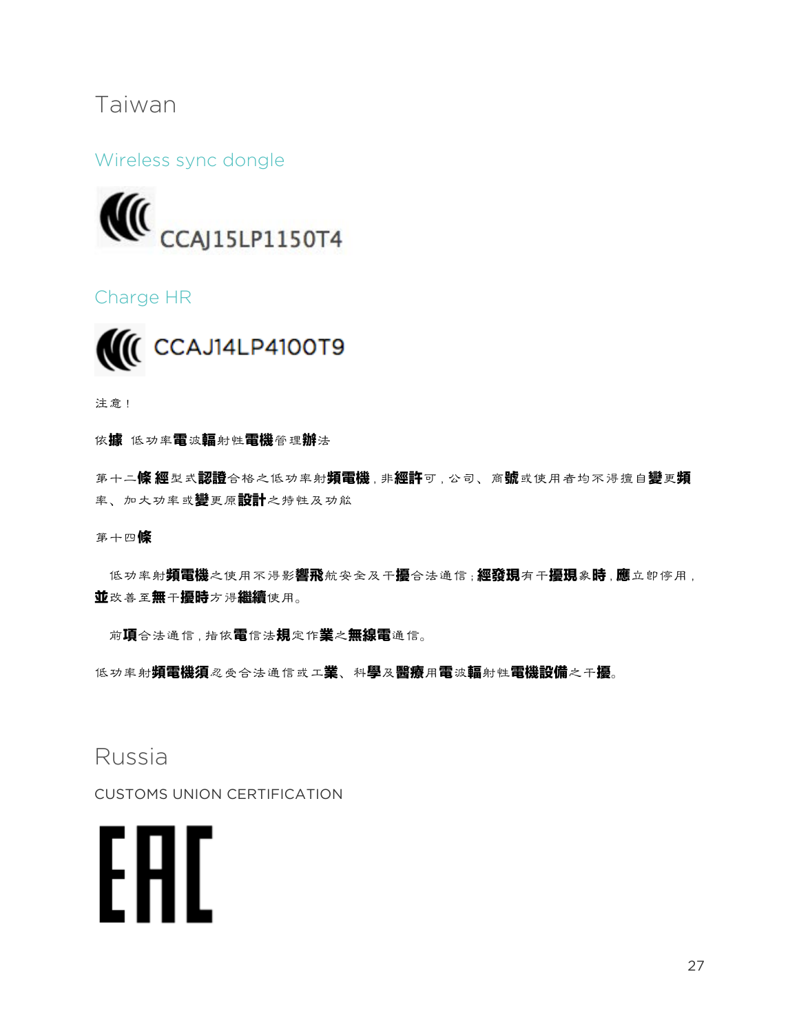# Taiwan

## Wireless sync dongle

CCAJ15LP1150T4

## Charge HR

CCAJ14LP4100T9

注意！

依據 低功率電波輻射性電機管理辦法

第十二條 經型式認證合格之低功率射頻電機，非經許可，公司、商號或使用者均不得擅自變更頻率、加大功率或變更原設計之特性及功能

第十四條

低功率射頻電機之使用不得影響飛航安全及干擾合法通信；經發現有干擾現象時，應立即停用，並改善至無干擾時方得繼續使用。

前項合法通信，指依電信法規定作業之無線電通信。

低功率射頻電機須忍受合法通信或工業、科學及醫療用電波輻射性電機設備之干擾。

# Russia

CUSTOMS UNION CERTIFICATION

EAC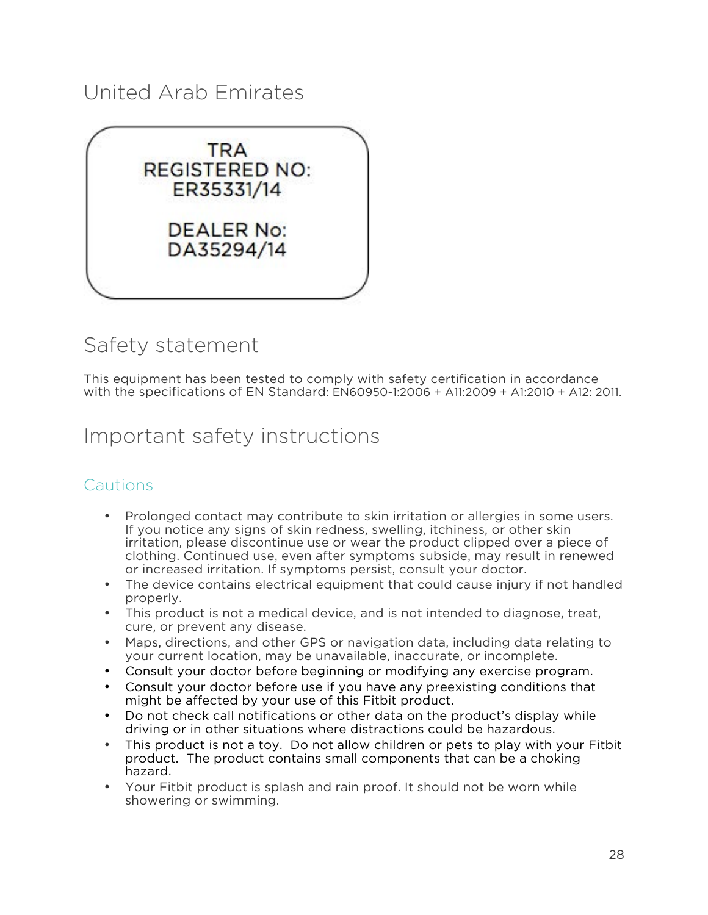## United Arab Emirates

TRA
REGISTERED NO:
ER35331/14

DEALER No:
DA35294/14

## Safety statement

This equipment has been tested to comply with safety certification in accordance with the specifications of EN Standard: EN60950-1:2006 + A11:2009 + A1:2010 + A12: 2011.

## Important safety instructions

### Cautions

- Prolonged contact may contribute to skin irritation or allergies in some users. If you notice any signs of skin redness, swelling, itchiness, or other skin irritation, please discontinue use or wear the product clipped over a piece of clothing. Continued use, even after symptoms subside, may result in renewed or increased irritation. If symptoms persist, consult your doctor.
- The device contains electrical equipment that could cause injury if not handled properly.
- This product is not a medical device, and is not intended to diagnose, treat, cure, or prevent any disease.
- Maps, directions, and other GPS or navigation data, including data relating to your current location, may be unavailable, inaccurate, or incomplete.
- Consult your doctor before beginning or modifying any exercise program.
- Consult your doctor before use if you have any preexisting conditions that might be affected by your use of this Fitbit product.
- Do not check call notifications or other data on the product's display while driving or in other situations where distractions could be hazardous.
- This product is not a toy. Do not allow children or pets to play with your Fitbit product. The product contains small components that can be a choking hazard.
- Your Fitbit product is splash and rain proof. It should not be worn while showering or swimming.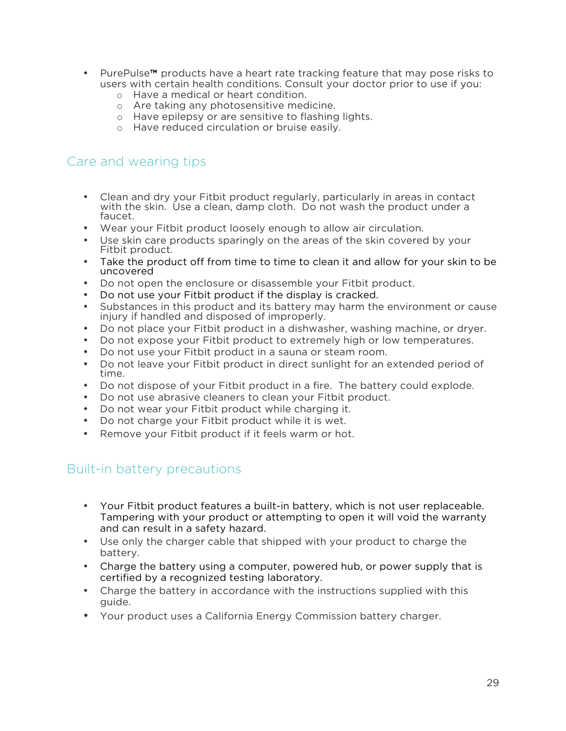- PurePulse™ products have a heart rate tracking feature that may pose risks to users with certain health conditions. Consult your doctor prior to use if you:
  - Have a medical or heart condition.
  - Are taking any photosensitive medicine.
  - Have epilepsy or are sensitive to flashing lights.
  - Have reduced circulation or bruise easily.

## Care and wearing tips

- Clean and dry your Fitbit product regularly, particularly in areas in contact with the skin. Use a clean, damp cloth. Do not wash the product under a faucet.
- Wear your Fitbit product loosely enough to allow air circulation.
- Use skin care products sparingly on the areas of the skin covered by your Fitbit product.
- Take the product off from time to time to clean it and allow for your skin to be uncovered
- Do not open the enclosure or disassemble your Fitbit product.
- Do not use your Fitbit product if the display is cracked.
- Substances in this product and its battery may harm the environment or cause injury if handled and disposed of improperly.
- Do not place your Fitbit product in a dishwasher, washing machine, or dryer.
- Do not expose your Fitbit product to extremely high or low temperatures.
- Do not use your Fitbit product in a sauna or steam room.
- Do not leave your Fitbit product in direct sunlight for an extended period of time.
- Do not dispose of your Fitbit product in a fire. The battery could explode.
- Do not use abrasive cleaners to clean your Fitbit product.
- Do not wear your Fitbit product while charging it.
- Do not charge your Fitbit product while it is wet.
- Remove your Fitbit product if it feels warm or hot.

## Built-in battery precautions

- Your Fitbit product features a built-in battery, which is not user replaceable. Tampering with your product or attempting to open it will void the warranty and can result in a safety hazard.
- Use only the charger cable that shipped with your product to charge the battery.
- Charge the battery using a computer, powered hub, or power supply that is certified by a recognized testing laboratory.
- Charge the battery in accordance with the instructions supplied with this guide.
- Your product uses a California Energy Commission battery charger.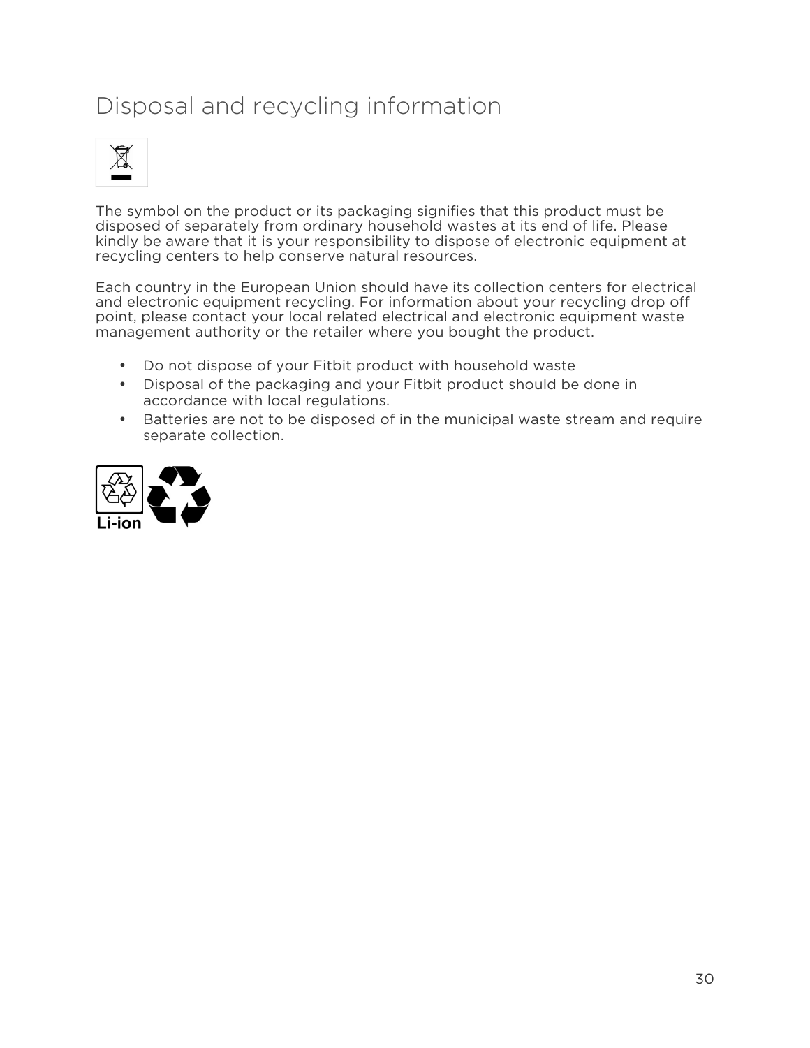# Disposal and recycling information

The symbol on the product or its packaging signifies that this product must be disposed of separately from ordinary household wastes at its end of life. Please kindly be aware that it is your responsibility to dispose of electronic equipment at recycling centers to help conserve natural resources.

Each country in the European Union should have its collection centers for electrical and electronic equipment recycling. For information about your recycling drop off point, please contact your local related electrical and electronic equipment waste management authority or the retailer where you bought the product.

- Do not dispose of your Fitbit product with household waste
- Disposal of the packaging and your Fitbit product should be done in accordance with local regulations.
- Batteries are not to be disposed of in the municipal waste stream and require separate collection.

Li-ion